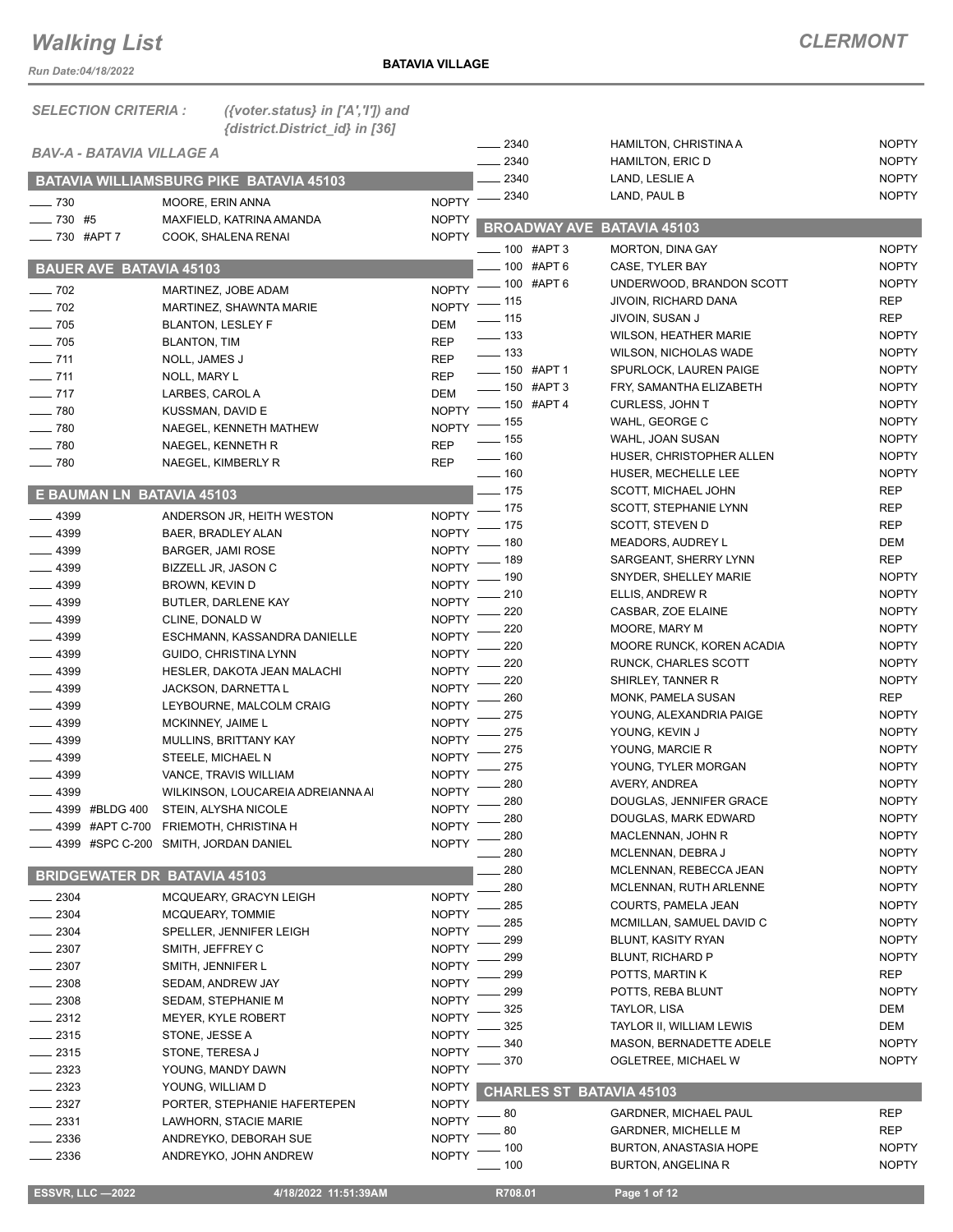# Walking List

**CLERMONT**

**BATAVIA VILLAGE**

*Run Date:04/18/2022*

*SELECTION CRITERIA : ({voter.status} in ['A','I']) and {district.District_id} in [36]*

*BAV-A - BATAVIA VILLAGE A*

## BATAVIA WILLIAMSBURG PIKE BATAVIA 45103

| Address | Name | Party |
|---|---|---|
| 730 | MOORE, ERIN ANNA | NOPTY |
| 730 #5 | MAXFIELD, KATRINA AMANDA | NOPTY |
| 730 #APT 7 | COOK, SHALENA RENAI | NOPTY |

## BAUER AVE BATAVIA 45103

| Address | Name | Party |
|---|---|---|
| 702 | MARTINEZ, JOBE ADAM | NOPTY |
| 702 | MARTINEZ, SHAWNTA MARIE | NOPTY |
| 705 | BLANTON, LESLEY F | DEM |
| 705 | BLANTON, TIM | REP |
| 711 | NOLL, JAMES J | REP |
| 711 | NOLL, MARY L | REP |
| 717 | LARBES, CAROL A | DEM |
| 780 | KUSSMAN, DAVID E | NOPTY |
| 780 | NAEGEL, KENNETH MATHEW | NOPTY |
| 780 | NAEGEL, KENNETH R | REP |
| 780 | NAEGEL, KIMBERLY R | REP |

## E BAUMAN LN BATAVIA 45103

| Address | Name | Party |
|---|---|---|
| 4399 | ANDERSON JR, HEITH WESTON | NOPTY |
| 4399 | BAER, BRADLEY ALAN | NOPTY |
| 4399 | BARGER, JAMI ROSE | NOPTY |
| 4399 | BIZZELL JR, JASON C | NOPTY |
| 4399 | BROWN, KEVIN D | NOPTY |
| 4399 | BUTLER, DARLENE KAY | NOPTY |
| 4399 | CLINE, DONALD W | NOPTY |
| 4399 | ESCHMANN, KASSANDRA DANIELLE | NOPTY |
| 4399 | GUIDO, CHRISTINA LYNN | NOPTY |
| 4399 | HESLER, DAKOTA JEAN MALACHI | NOPTY |
| 4399 | JACKSON, DARNETTA L | NOPTY |
| 4399 | LEYBOURNE, MALCOLM CRAIG | NOPTY |
| 4399 | MCKINNEY, JAIME L | NOPTY |
| 4399 | MULLINS, BRITTANY KAY | NOPTY |
| 4399 | STEELE, MICHAEL N | NOPTY |
| 4399 | VANCE, TRAVIS WILLIAM | NOPTY |
| 4399 | WILKINSON, LOUCAREIA ADREIANNA AI | NOPTY |
| 4399 #BLDG 400 | STEIN, ALYSHA NICOLE | NOPTY |
| 4399 #APT C-700 | FRIEMOTH, CHRISTINA H | NOPTY |
| 4399 #SPC C-200 | SMITH, JORDAN DANIEL | NOPTY |

## BRIDGEWATER DR BATAVIA 45103

| Address | Name | Party |
|---|---|---|
| 2304 | MCQUEARY, GRACYN LEIGH | NOPTY |
| 2304 | MCQUEARY, TOMMIE | NOPTY |
| 2304 | SPELLER, JENNIFER LEIGH | NOPTY |
| 2307 | SMITH, JEFFREY C | NOPTY |
| 2307 | SMITH, JENNIFER L | NOPTY |
| 2308 | SEDAM, ANDREW JAY | NOPTY |
| 2308 | SEDAM, STEPHANIE M | NOPTY |
| 2312 | MEYER, KYLE ROBERT | NOPTY |
| 2315 | STONE, JESSE A | NOPTY |
| 2315 | STONE, TERESA J | NOPTY |
| 2323 | YOUNG, MANDY DAWN | NOPTY |
| 2323 | YOUNG, WILLIAM D | NOPTY |
| 2327 | PORTER, STEPHANIE HAFERTEPEN | NOPTY |
| 2331 | LAWHORN, STACIE MARIE | NOPTY |
| 2336 | ANDREYKO, DEBORAH SUE | NOPTY |
| 2336 | ANDREYKO, JOHN ANDREW | NOPTY |
| 2340 | HAMILTON, CHRISTINA A | NOPTY |
| 2340 | HAMILTON, ERIC D | NOPTY |
| 2340 | LAND, LESLIE A | NOPTY |
| 2340 | LAND, PAUL B | NOPTY |

## BROADWAY AVE BATAVIA 45103

| Address | Name | Party |
|---|---|---|
| 100 #APT 3 | MORTON, DINA GAY | NOPTY |
| 100 #APT 6 | CASE, TYLER BAY | NOPTY |
| 100 #APT 6 | UNDERWOOD, BRANDON SCOTT | NOPTY |
| 115 | JIVOIN, RICHARD DANA | REP |
| 115 | JIVOIN, SUSAN J | REP |
| 133 | WILSON, HEATHER MARIE | NOPTY |
| 133 | WILSON, NICHOLAS WADE | NOPTY |
| 150 #APT 1 | SPURLOCK, LAUREN PAIGE | NOPTY |
| 150 #APT 3 | FRY, SAMANTHA ELIZABETH | NOPTY |
| 150 #APT 4 | CURLESS, JOHN T | NOPTY |
| 155 | WAHL, GEORGE C | NOPTY |
| 155 | WAHL, JOAN SUSAN | NOPTY |
| 160 | HUSER, CHRISTOPHER ALLEN | NOPTY |
| 160 | HUSER, MECHELLE LEE | NOPTY |
| 175 | SCOTT, MICHAEL JOHN | REP |
| 175 | SCOTT, STEPHANIE LYNN | REP |
| 175 | SCOTT, STEVEN D | REP |
| 180 | MEADORS, AUDREY L | DEM |
| 189 | SARGEANT, SHERRY LYNN | REP |
| 190 | SNYDER, SHELLEY MARIE | NOPTY |
| 210 | ELLIS, ANDREW R | NOPTY |
| 220 | CASBAR, ZOE ELAINE | NOPTY |
| 220 | MOORE, MARY M | NOPTY |
| 220 | MOORE RUNCK, KOREN ACADIA | NOPTY |
| 220 | RUNCK, CHARLES SCOTT | NOPTY |
| 220 | SHIRLEY, TANNER R | NOPTY |
| 260 | MONK, PAMELA SUSAN | REP |
| 275 | YOUNG, ALEXANDRIA PAIGE | NOPTY |
| 275 | YOUNG, KEVIN J | NOPTY |
| 275 | YOUNG, MARCIE R | NOPTY |
| 275 | YOUNG, TYLER MORGAN | NOPTY |
| 280 | AVERY, ANDREA | NOPTY |
| 280 | DOUGLAS, JENNIFER GRACE | NOPTY |
| 280 | DOUGLAS, MARK EDWARD | NOPTY |
| 280 | MACLENNAN, JOHN R | NOPTY |
| 280 | MCLENNAN, DEBRA J | NOPTY |
| 280 | MCLENNAN, REBECCA JEAN | NOPTY |
| 280 | MCLENNAN, RUTH ARLENNE | NOPTY |
| 285 | COURTS, PAMELA JEAN | NOPTY |
| 285 | MCMILLAN, SAMUEL DAVID C | NOPTY |
| 299 | BLUNT, KASITY RYAN | NOPTY |
| 299 | BLUNT, RICHARD P | NOPTY |
| 299 | POTTS, MARTIN K | REP |
| 299 | POTTS, REBA BLUNT | NOPTY |
| 325 | TAYLOR, LISA | DEM |
| 325 | TAYLOR II, WILLIAM LEWIS | DEM |
| 340 | MASON, BERNADETTE ADELE | NOPTY |
| 370 | OGLETREE, MICHAEL W | NOPTY |

## CHARLES ST BATAVIA 45103

| Address | Name | Party |
|---|---|---|
| 80 | GARDNER, MICHAEL PAUL | REP |
| 80 | GARDNER, MICHELLE M | REP |
| 100 | BURTON, ANASTASIA HOPE | NOPTY |
| 100 | BURTON, ANGELINA R | NOPTY |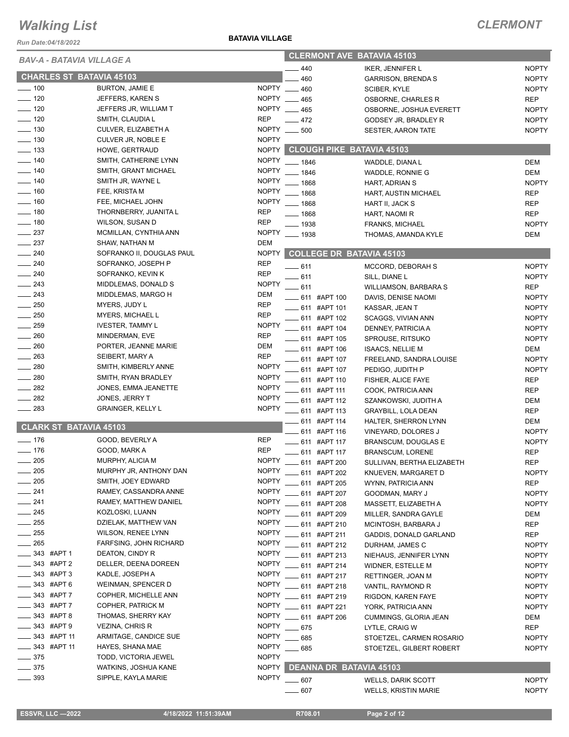# Walking List

## CLERMONT

Run Date:04/18/2022

**BATAVIA VILLAGE**

### BAV-A - BATAVIA VILLAGE A

#### CHARLES ST BATAVIA 45103

| Address | Name | Party |
|---|---|---|
| 100 | BURTON, JAMIE E | NOPTY |
| 120 | JEFFERS, KAREN S | NOPTY |
| 120 | JEFFERS JR, WILLIAM T | NOPTY |
| 120 | SMITH, CLAUDIA L | REP |
| 130 | CULVER, ELIZABETH A | NOPTY |
| 130 | CULVER JR, NOBLE E | NOPTY |
| 133 | HOWE, GERTRAUD | NOPTY |
| 140 | SMITH, CATHERINE LYNN | NOPTY |
| 140 | SMITH, GRANT MICHAEL | NOPTY |
| 140 | SMITH JR, WAYNE L | NOPTY |
| 160 | FEE, KRISTA M | NOPTY |
| 160 | FEE, MICHAEL JOHN | NOPTY |
| 180 | THORNBERRY, JUANITA L | REP |
| 180 | WILSON, SUSAN D | REP |
| 237 | MCMILLAN, CYNTHIA ANN | NOPTY |
| 237 | SHAW, NATHAN M | DEM |
| 240 | SOFRANKO II, DOUGLAS PAUL | NOPTY |
| 240 | SOFRANKO, JOSEPH P | REP |
| 240 | SOFRANKO, KEVIN K | REP |
| 243 | MIDDLEMAS, DONALD S | NOPTY |
| 243 | MIDDLEMAS, MARGO H | DEM |
| 250 | MYERS, JUDY L | REP |
| 250 | MYERS, MICHAEL L | REP |
| 259 | IVESTER, TAMMY L | NOPTY |
| 260 | MINDERMAN, EVE | REP |
| 260 | PORTER, JEANNE MARIE | DEM |
| 263 | SEIBERT, MARY A | REP |
| 280 | SMITH, KIMBERLY ANNE | NOPTY |
| 280 | SMITH, RYAN BRADLEY | NOPTY |
| 282 | JONES, EMMA JEANETTE | NOPTY |
| 282 | JONES, JERRY T | NOPTY |
| 283 | GRAINGER, KELLY L | NOPTY |

#### CLARK ST BATAVIA 45103

| Address | Name | Party |
|---|---|---|
| 176 | GOOD, BEVERLY A | REP |
| 176 | GOOD, MARK A | REP |
| 205 | MURPHY, ALICIA M | NOPTY |
| 205 | MURPHY JR, ANTHONY DAN | NOPTY |
| 205 | SMITH, JOEY EDWARD | NOPTY |
| 241 | RAMEY, CASSANDRA ANNE | NOPTY |
| 241 | RAMEY, MATTHEW DANIEL | NOPTY |
| 245 | KOZLOSKI, LUANN | NOPTY |
| 255 | DZIELAK, MATTHEW VAN | NOPTY |
| 255 | WILSON, RENEE LYNN | NOPTY |
| 265 | FARFSING, JOHN RICHARD | NOPTY |
| 343 #APT 1 | DEATON, CINDY R | NOPTY |
| 343 #APT 2 | DELLER, DEENA DOREEN | NOPTY |
| 343 #APT 3 | KADLE, JOSEPH A | NOPTY |
| 343 #APT 6 | WEINMAN, SPENCER D | NOPTY |
| 343 #APT 7 | COPHER, MICHELLE ANN | NOPTY |
| 343 #APT 7 | COPHER, PATRICK M | NOPTY |
| 343 #APT 8 | THOMAS, SHERRY KAY | NOPTY |
| 343 #APT 9 | VEZINA, CHRIS R | NOPTY |
| 343 #APT 11 | ARMITAGE, CANDICE SUE | NOPTY |
| 343 #APT 11 | HAYES, SHANA MAE | NOPTY |
| 375 | TODD, VICTORIA JEWEL | NOPTY |
| 375 | WATKINS, JOSHUA KANE | NOPTY |
| 393 | SIPPLE, KAYLA MARIE | NOPTY |

#### CLERMONT AVE BATAVIA 45103

| Address | Name | Party |
|---|---|---|
| 440 | IKER, JENNIFER L | NOPTY |
| 460 | GARRISON, BRENDA S | NOPTY |
| 460 | SCIBER, KYLE | NOPTY |
| 465 | OSBORNE, CHARLES R | REP |
| 465 | OSBORNE, JOSHUA EVERETT | NOPTY |
| 472 | GODSEY JR, BRADLEY R | NOPTY |
| 500 | SESTER, AARON TATE | NOPTY |

#### CLOUGH PIKE BATAVIA 45103

| Address | Name | Party |
|---|---|---|
| 1846 | WADDLE, DIANA L | DEM |
| 1846 | WADDLE, RONNIE G | DEM |
| 1868 | HART, ADRIAN S | NOPTY |
| 1868 | HART, AUSTIN MICHAEL | REP |
| 1868 | HART II, JACK S | REP |
| 1868 | HART, NAOMI R | REP |
| 1938 | FRANKS, MICHAEL | NOPTY |
| 1938 | THOMAS, AMANDA KYLE | DEM |

#### COLLEGE DR BATAVIA 45103

| Address | Name | Party |
|---|---|---|
| 611 | MCCORD, DEBORAH S | NOPTY |
| 611 | SILL, DIANE L | NOPTY |
| 611 | WILLIAMSON, BARBARA S | REP |
| 611 #APT 100 | DAVIS, DENISE NAOMI | NOPTY |
| 611 #APT 101 | KASSAR, JEAN T | NOPTY |
| 611 #APT 102 | SCAGGS, VIVIAN ANN | NOPTY |
| 611 #APT 104 | DENNEY, PATRICIA A | NOPTY |
| 611 #APT 105 | SPROUSE, RITSUKO | NOPTY |
| 611 #APT 106 | ISAACS, NELLIE M | DEM |
| 611 #APT 107 | FREELAND, SANDRA LOUISE | NOPTY |
| 611 #APT 107 | PEDIGO, JUDITH P | NOPTY |
| 611 #APT 110 | FISHER, ALICE FAYE | REP |
| 611 #APT 111 | COOK, PATRICIA ANN | REP |
| 611 #APT 112 | SZANKOWSKI, JUDITH A | DEM |
| 611 #APT 113 | GRAYBILL, LOLA DEAN | REP |
| 611 #APT 114 | HALTER, SHERRON LYNN | DEM |
| 611 #APT 116 | VINEYARD, DOLORES J | NOPTY |
| 611 #APT 117 | BRANSCUM, DOUGLAS E | NOPTY |
| 611 #APT 117 | BRANSCUM, LORENE | REP |
| 611 #APT 200 | SULLIVAN, BERTHA ELIZABETH | REP |
| 611 #APT 202 | KNUEVEN, MARGARET D | NOPTY |
| 611 #APT 205 | WYNN, PATRICIA ANN | REP |
| 611 #APT 207 | GOODMAN, MARY J | NOPTY |
| 611 #APT 208 | MASSETT, ELIZABETH A | NOPTY |
| 611 #APT 209 | MILLER, SANDRA GAYLE | DEM |
| 611 #APT 210 | MCINTOSH, BARBARA J | REP |
| 611 #APT 211 | GADDIS, DONALD GARLAND | REP |
| 611 #APT 212 | DURHAM, JAMES C | NOPTY |
| 611 #APT 213 | NIEHAUS, JENNIFER LYNN | NOPTY |
| 611 #APT 214 | WIDNER, ESTELLE M | NOPTY |
| 611 #APT 217 | RETTINGER, JOAN M | NOPTY |
| 611 #APT 218 | VANTIL, RAYMOND R | NOPTY |
| 611 #APT 219 | RIGDON, KAREN FAYE | NOPTY |
| 611 #APT 221 | YORK, PATRICIA ANN | NOPTY |
| 611 #APT 206 | CUMMINGS, GLORIA JEAN | DEM |
| 675 | LYTLE, CRAIG W | REP |
| 685 | STOETZEL, CARMEN ROSARIO | NOPTY |
| 685 | STOETZEL, GILBERT ROBERT | NOPTY |

#### DEANNA DR BATAVIA 45103

| Address | Name | Party |
|---|---|---|
| 607 | WELLS, DARIK SCOTT | NOPTY |
| 607 | WELLS, KRISTIN MARIE | NOPTY |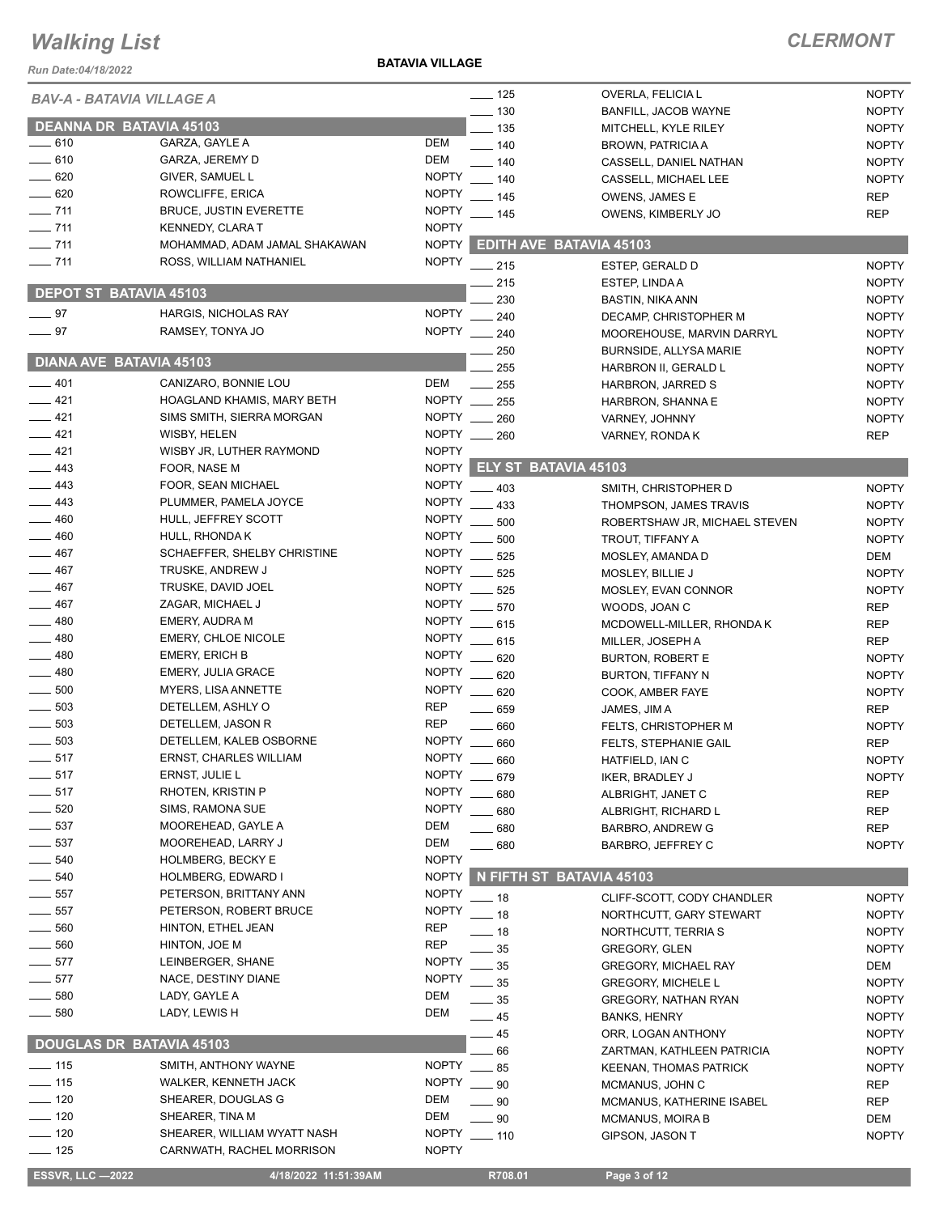# Walking List

## CLERMONT

*Run Date:04/18/2022*

**BATAVIA VILLAGE**

### BAV-A - BATAVIA VILLAGE A

#### DEANNA DR BATAVIA 45103

| No. | Name | Party |
|---|---|---|
| 610 | GARZA, GAYLE A | DEM |
| 610 | GARZA, JEREMY D | DEM |
| 620 | GIVER, SAMUEL L | NOPTY |
| 620 | ROWCLIFFE, ERICA | NOPTY |
| 711 | BRUCE, JUSTIN EVERETTE | NOPTY |
| 711 | KENNEDY, CLARA T | NOPTY |
| 711 | MOHAMMAD, ADAM JAMAL SHAKAWAN | NOPTY |
| 711 | ROSS, WILLIAM NATHANIEL | NOPTY |

#### DEPOT ST BATAVIA 45103

| No. | Name | Party |
|---|---|---|
| 97 | HARGIS, NICHOLAS RAY | NOPTY |
| 97 | RAMSEY, TONYA JO | NOPTY |

#### DIANA AVE BATAVIA 45103

| No. | Name | Party |
|---|---|---|
| 401 | CANIZARO, BONNIE LOU | DEM |
| 421 | HOAGLAND KHAMIS, MARY BETH | NOPTY |
| 421 | SIMS SMITH, SIERRA MORGAN | NOPTY |
| 421 | WISBY, HELEN | NOPTY |
| 421 | WISBY JR, LUTHER RAYMOND | NOPTY |
| 443 | FOOR, NASE M | NOPTY |
| 443 | FOOR, SEAN MICHAEL | NOPTY |
| 443 | PLUMMER, PAMELA JOYCE | NOPTY |
| 460 | HULL, JEFFREY SCOTT | NOPTY |
| 460 | HULL, RHONDA K | NOPTY |
| 467 | SCHAEFFER, SHELBY CHRISTINE | NOPTY |
| 467 | TRUSKE, ANDREW J | NOPTY |
| 467 | TRUSKE, DAVID JOEL | NOPTY |
| 467 | ZAGAR, MICHAEL J | NOPTY |
| 480 | EMERY, AUDRA M | NOPTY |
| 480 | EMERY, CHLOE NICOLE | NOPTY |
| 480 | EMERY, ERICH B | NOPTY |
| 480 | EMERY, JULIA GRACE | NOPTY |
| 500 | MYERS, LISA ANNETTE | NOPTY |
| 503 | DETELLEM, ASHLY O | REP |
| 503 | DETELLEM, JASON R | REP |
| 503 | DETELLEM, KALEB OSBORNE | NOPTY |
| 517 | ERNST, CHARLES WILLIAM | NOPTY |
| 517 | ERNST, JULIE L | NOPTY |
| 517 | RHOTEN, KRISTIN P | NOPTY |
| 520 | SIMS, RAMONA SUE | NOPTY |
| 537 | MOOREHEAD, GAYLE A | DEM |
| 537 | MOOREHEAD, LARRY J | DEM |
| 540 | HOLMBERG, BECKY E | NOPTY |
| 540 | HOLMBERG, EDWARD I | NOPTY |
| 557 | PETERSON, BRITTANY ANN | NOPTY |
| 557 | PETERSON, ROBERT BRUCE | NOPTY |
| 560 | HINTON, ETHEL JEAN | REP |
| 560 | HINTON, JOE M | REP |
| 577 | LEINBERGER, SHANE | NOPTY |
| 577 | NACE, DESTINY DIANE | NOPTY |
| 580 | LADY, GAYLE A | DEM |
| 580 | LADY, LEWIS H | DEM |

#### DOUGLAS DR BATAVIA 45103

| No. | Name | Party |
|---|---|---|
| 115 | SMITH, ANTHONY WAYNE | NOPTY |
| 115 | WALKER, KENNETH JACK | NOPTY |
| 120 | SHEARER, DOUGLAS G | DEM |
| 120 | SHEARER, TINA M | DEM |
| 120 | SHEARER, WILLIAM WYATT NASH | NOPTY |
| 125 | CARNWATH, RACHEL MORRISON | NOPTY |
| 125 | OVERLA, FELICIA L | NOPTY |
| 130 | BANFILL, JACOB WAYNE | NOPTY |
| 135 | MITCHELL, KYLE RILEY | NOPTY |
| 140 | BROWN, PATRICIA A | NOPTY |
| 140 | CASSELL, DANIEL NATHAN | NOPTY |
| 140 | CASSELL, MICHAEL LEE | NOPTY |
| 145 | OWENS, JAMES E | REP |
| 145 | OWENS, KIMBERLY JO | REP |

#### EDITH AVE BATAVIA 45103

| No. | Name | Party |
|---|---|---|
| 215 | ESTEP, GERALD D | NOPTY |
| 215 | ESTEP, LINDA A | NOPTY |
| 230 | BASTIN, NIKA ANN | NOPTY |
| 240 | DECAMP, CHRISTOPHER M | NOPTY |
| 240 | MOOREHOUSE, MARVIN DARRYL | NOPTY |
| 250 | BURNSIDE, ALLYSA MARIE | NOPTY |
| 255 | HARBRON II, GERALD L | NOPTY |
| 255 | HARBRON, JARRED S | NOPTY |
| 255 | HARBRON, SHANNA E | NOPTY |
| 260 | VARNEY, JOHNNY | NOPTY |
| 260 | VARNEY, RONDA K | REP |

#### ELY ST BATAVIA 45103

| No. | Name | Party |
|---|---|---|
| 403 | SMITH, CHRISTOPHER D | NOPTY |
| 433 | THOMPSON, JAMES TRAVIS | NOPTY |
| 500 | ROBERTSHAW JR, MICHAEL STEVEN | NOPTY |
| 500 | TROUT, TIFFANY A | NOPTY |
| 525 | MOSLEY, AMANDA D | DEM |
| 525 | MOSLEY, BILLIE J | NOPTY |
| 525 | MOSLEY, EVAN CONNOR | NOPTY |
| 570 | WOODS, JOAN C | REP |
| 615 | MCDOWELL-MILLER, RHONDA K | REP |
| 615 | MILLER, JOSEPH A | REP |
| 620 | BURTON, ROBERT E | NOPTY |
| 620 | BURTON, TIFFANY N | NOPTY |
| 620 | COOK, AMBER FAYE | NOPTY |
| 659 | JAMES, JIM A | REP |
| 660 | FELTS, CHRISTOPHER M | NOPTY |
| 660 | FELTS, STEPHANIE GAIL | REP |
| 660 | HATFIELD, IAN C | NOPTY |
| 679 | IKER, BRADLEY J | NOPTY |
| 680 | ALBRIGHT, JANET C | REP |
| 680 | ALBRIGHT, RICHARD L | REP |
| 680 | BARBRO, ANDREW G | REP |
| 680 | BARBRO, JEFFREY C | NOPTY |

#### N FIFTH ST BATAVIA 45103

| No. | Name | Party |
|---|---|---|
| 18 | CLIFF-SCOTT, CODY CHANDLER | NOPTY |
| 18 | NORTHCUTT, GARY STEWART | NOPTY |
| 18 | NORTHCUTT, TERRIA S | NOPTY |
| 35 | GREGORY, GLEN | NOPTY |
| 35 | GREGORY, MICHAEL RAY | DEM |
| 35 | GREGORY, MICHELE L | NOPTY |
| 35 | GREGORY, NATHAN RYAN | NOPTY |
| 45 | BANKS, HENRY | NOPTY |
| 45 | ORR, LOGAN ANTHONY | NOPTY |
| 66 | ZARTMAN, KATHLEEN PATRICIA | NOPTY |
| 85 | KEENAN, THOMAS PATRICK | NOPTY |
| 90 | MCMANUS, JOHN C | REP |
| 90 | MCMANUS, KATHERINE ISABEL | REP |
| 90 | MCMANUS, MOIRA B | DEM |
| 110 | GIPSON, JASON T | NOPTY |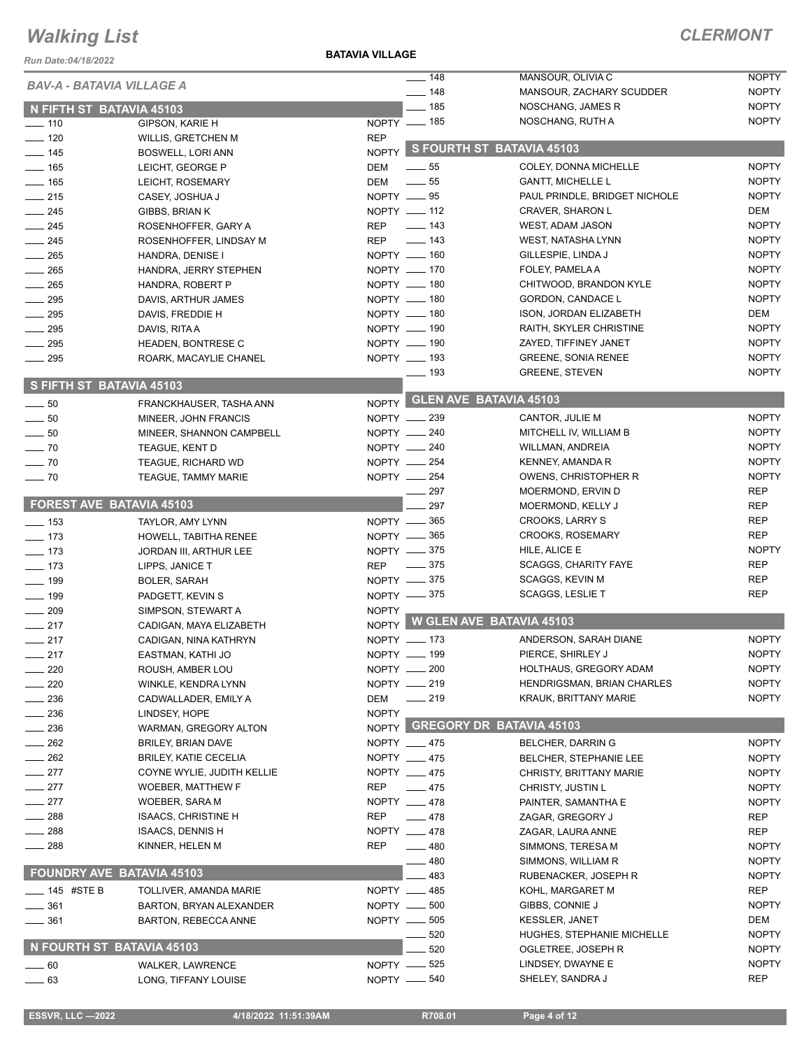# Walking List

## CLERMONT

Run Date:04/18/2022

**BATAVIA VILLAGE**

### BAV-A - BATAVIA VILLAGE A

#### N FIFTH ST BATAVIA 45103

| No. | Name | Party |
|---|---|---|
| 110 | GIPSON, KARIE H | NOPTY |
| 120 | WILLIS, GRETCHEN M | REP |
| 145 | BOSWELL, LORI ANN | NOPTY |
| 165 | LEICHT, GEORGE P | DEM |
| 165 | LEICHT, ROSEMARY | DEM |
| 215 | CASEY, JOSHUA J | NOPTY |
| 245 | GIBBS, BRIAN K | NOPTY |
| 245 | ROSENHOFFER, GARY A | REP |
| 245 | ROSENHOFFER, LINDSAY M | REP |
| 265 | HANDRA, DENISE I | NOPTY |
| 265 | HANDRA, JERRY STEPHEN | NOPTY |
| 265 | HANDRA, ROBERT P | NOPTY |
| 295 | DAVIS, ARTHUR JAMES | NOPTY |
| 295 | DAVIS, FREDDIE H | NOPTY |
| 295 | DAVIS, RITA A | NOPTY |
| 295 | HEADEN, BONTRESE C | NOPTY |
| 295 | ROARK, MACAYLIE CHANEL | NOPTY |

#### S FIFTH ST BATAVIA 45103

| No. | Name | Party |
|---|---|---|
| 50 | FRANCKHAUSER, TASHA ANN | NOPTY |
| 50 | MINEER, JOHN FRANCIS | NOPTY |
| 50 | MINEER, SHANNON CAMPBELL | NOPTY |
| 70 | TEAGUE, KENT D | NOPTY |
| 70 | TEAGUE, RICHARD WD | NOPTY |
| 70 | TEAGUE, TAMMY MARIE | NOPTY |

#### FOREST AVE BATAVIA 45103

| No. | Name | Party |
|---|---|---|
| 153 | TAYLOR, AMY LYNN | NOPTY |
| 173 | HOWELL, TABITHA RENEE | NOPTY |
| 173 | JORDAN III, ARTHUR LEE | NOPTY |
| 173 | LIPPS, JANICE T | REP |
| 199 | BOLER, SARAH | NOPTY |
| 199 | PADGETT, KEVIN S | NOPTY |
| 209 | SIMPSON, STEWART A | NOPTY |
| 217 | CADIGAN, MAYA ELIZABETH | NOPTY |
| 217 | CADIGAN, NINA KATHRYN | NOPTY |
| 217 | EASTMAN, KATHI JO | NOPTY |
| 220 | ROUSH, AMBER LOU | NOPTY |
| 220 | WINKLE, KENDRA LYNN | NOPTY |
| 236 | CADWALLADER, EMILY A | DEM |
| 236 | LINDSEY, HOPE | NOPTY |
| 236 | WARMAN, GREGORY ALTON | NOPTY |
| 262 | BRILEY, BRIAN DAVE | NOPTY |
| 262 | BRILEY, KATIE CECELIA | NOPTY |
| 277 | COYNE WYLIE, JUDITH KELLIE | NOPTY |
| 277 | WOEBER, MATTHEW F | REP |
| 277 | WOEBER, SARA M | NOPTY |
| 288 | ISAACS, CHRISTINE H | REP |
| 288 | ISAACS, DENNIS H | NOPTY |
| 288 | KINNER, HELEN M | REP |

#### FOUNDRY AVE BATAVIA 45103

| No. | Name | Party |
|---|---|---|
| 145 #STE B | TOLLIVER, AMANDA MARIE | NOPTY |
| 361 | BARTON, BRYAN ALEXANDER | NOPTY |
| 361 | BARTON, REBECCA ANNE | NOPTY |

#### N FOURTH ST BATAVIA 45103

| No. | Name | Party |
|---|---|---|
| 60 | WALKER, LAWRENCE | NOPTY |
| 63 | LONG, TIFFANY LOUISE | NOPTY |
| 148 | MANSOUR, OLIVIA C | NOPTY |
| 148 | MANSOUR, ZACHARY SCUDDER | NOPTY |
| 185 | NOSCHANG, JAMES R | NOPTY |
| 185 | NOSCHANG, RUTH A | NOPTY |

#### S FOURTH ST BATAVIA 45103

| No. | Name | Party |
|---|---|---|
| 55 | COLEY, DONNA MICHELLE | NOPTY |
| 55 | GANTT, MICHELLE L | NOPTY |
| 95 | PAUL PRINDLE, BRIDGET NICHOLE | NOPTY |
| 112 | CRAVER, SHARON L | DEM |
| 143 | WEST, ADAM JASON | NOPTY |
| 143 | WEST, NATASHA LYNN | NOPTY |
| 160 | GILLESPIE, LINDA J | NOPTY |
| 170 | FOLEY, PAMELA A | NOPTY |
| 180 | CHITWOOD, BRANDON KYLE | NOPTY |
| 180 | GORDON, CANDACE L | NOPTY |
| 180 | ISON, JORDAN ELIZABETH | DEM |
| 190 | RAITH, SKYLER CHRISTINE | NOPTY |
| 190 | ZAYED, TIFFINEY JANET | NOPTY |
| 193 | GREENE, SONIA RENEE | NOPTY |
| 193 | GREENE, STEVEN | NOPTY |

#### GLEN AVE BATAVIA 45103

| No. | Name | Party |
|---|---|---|
| 239 | CANTOR, JULIE M | NOPTY |
| 240 | MITCHELL IV, WILLIAM B | NOPTY |
| 240 | WILLMAN, ANDREIA | NOPTY |
| 254 | KENNEY, AMANDA R | NOPTY |
| 254 | OWENS, CHRISTOPHER R | NOPTY |
| 297 | MOERMOND, ERVIN D | REP |
| 297 | MOERMOND, KELLY J | REP |
| 365 | CROOKS, LARRY S | REP |
| 365 | CROOKS, ROSEMARY | REP |
| 375 | HILE, ALICE E | NOPTY |
| 375 | SCAGGS, CHARITY FAYE | REP |
| 375 | SCAGGS, KEVIN M | REP |
| 375 | SCAGGS, LESLIE T | REP |

#### W GLEN AVE BATAVIA 45103

| No. | Name | Party |
|---|---|---|
| 173 | ANDERSON, SARAH DIANE | NOPTY |
| 199 | PIERCE, SHIRLEY J | NOPTY |
| 200 | HOLTHAUS, GREGORY ADAM | NOPTY |
| 219 | HENDRIGSMAN, BRIAN CHARLES | NOPTY |
| 219 | KRAUK, BRITTANY MARIE | NOPTY |

#### GREGORY DR BATAVIA 45103

| No. | Name | Party |
|---|---|---|
| 475 | BELCHER, DARRIN G | NOPTY |
| 475 | BELCHER, STEPHANIE LEE | NOPTY |
| 475 | CHRISTY, BRITTANY MARIE | NOPTY |
| 475 | CHRISTY, JUSTIN L | NOPTY |
| 478 | PAINTER, SAMANTHA E | NOPTY |
| 478 | ZAGAR, GREGORY J | REP |
| 478 | ZAGAR, LAURA ANNE | REP |
| 480 | SIMMONS, TERESA M | NOPTY |
| 480 | SIMMONS, WILLIAM R | NOPTY |
| 483 | RUBENACKER, JOSEPH R | NOPTY |
| 485 | KOHL, MARGARET M | REP |
| 500 | GIBBS, CONNIE J | NOPTY |
| 505 | KESSLER, JANET | DEM |
| 520 | HUGHES, STEPHANIE MICHELLE | NOPTY |
| 520 | OGLETREE, JOSEPH R | NOPTY |
| 525 | LINDSEY, DWAYNE E | NOPTY |
| 540 | SHELEY, SANDRA J | REP |

ESSVR, LLC —2022 | 4/18/2022 11:51:39AM | R708.01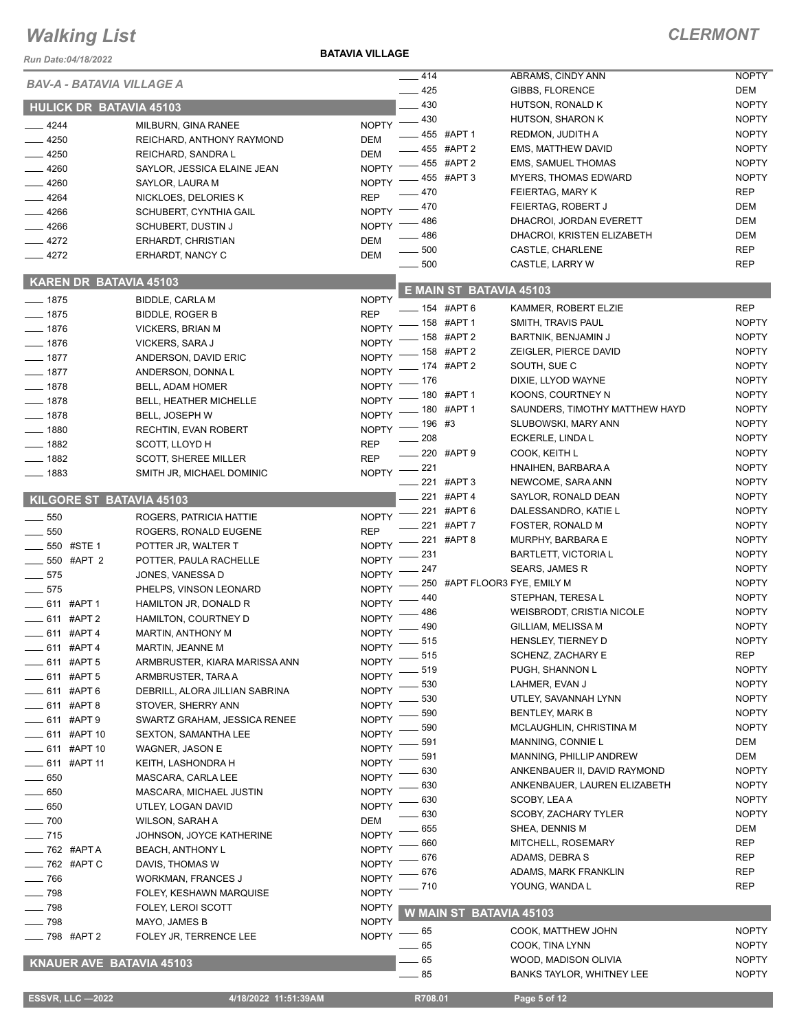# Walking List

**CLERMONT**

Run Date:04/18/2022

**BATAVIA VILLAGE**

## BAV-A - BATAVIA VILLAGE A

### HULICK DR BATAVIA 45103

| Address | Name | Party |
|---|---|---|
| 4244 | MILBURN, GINA RANEE | NOPTY |
| 4250 | REICHARD, ANTHONY RAYMOND | DEM |
| 4250 | REICHARD, SANDRA L | DEM |
| 4260 | SAYLOR, JESSICA ELAINE JEAN | NOPTY |
| 4260 | SAYLOR, LAURA M | NOPTY |
| 4264 | NICKLOES, DELORIES K | REP |
| 4266 | SCHUBERT, CYNTHIA GAIL | NOPTY |
| 4266 | SCHUBERT, DUSTIN J | NOPTY |
| 4272 | ERHARDT, CHRISTIAN | DEM |
| 4272 | ERHARDT, NANCY C | DEM |

### KAREN DR BATAVIA 45103

| Address | Name | Party |
|---|---|---|
| 1875 | BIDDLE, CARLA M | NOPTY |
| 1875 | BIDDLE, ROGER B | REP |
| 1876 | VICKERS, BRIAN M | NOPTY |
| 1876 | VICKERS, SARA J | NOPTY |
| 1877 | ANDERSON, DAVID ERIC | NOPTY |
| 1877 | ANDERSON, DONNA L | NOPTY |
| 1878 | BELL, ADAM HOMER | NOPTY |
| 1878 | BELL, HEATHER MICHELLE | NOPTY |
| 1878 | BELL, JOSEPH W | NOPTY |
| 1880 | RECHTIN, EVAN ROBERT | NOPTY |
| 1882 | SCOTT, LLOYD H | REP |
| 1882 | SCOTT, SHEREE MILLER | REP |
| 1883 | SMITH JR, MICHAEL DOMINIC | NOPTY |

### KILGORE ST BATAVIA 45103

| Address | Name | Party |
|---|---|---|
| 550 | ROGERS, PATRICIA HATTIE | NOPTY |
| 550 | ROGERS, RONALD EUGENE | REP |
| 550 #STE 1 | POTTER JR, WALTER T | NOPTY |
| 550 #APT 2 | POTTER, PAULA RACHELLE | NOPTY |
| 575 | JONES, VANESSA D | NOPTY |
| 575 | PHELPS, VINSON LEONARD | NOPTY |
| 611 #APT 1 | HAMILTON JR, DONALD R | NOPTY |
| 611 #APT 2 | HAMILTON, COURTNEY D | NOPTY |
| 611 #APT 4 | MARTIN, ANTHONY M | NOPTY |
| 611 #APT 4 | MARTIN, JEANNE M | NOPTY |
| 611 #APT 5 | ARMBRUSTER, KIARA MARISSA ANN | NOPTY |
| 611 #APT 5 | ARMBRUSTER, TARA A | NOPTY |
| 611 #APT 6 | DEBRILL, ALORA JILLIAN SABRINA | NOPTY |
| 611 #APT 8 | STOVER, SHERRY ANN | NOPTY |
| 611 #APT 9 | SWARTZ GRAHAM, JESSICA RENEE | NOPTY |
| 611 #APT 10 | SEXTON, SAMANTHA LEE | NOPTY |
| 611 #APT 10 | WAGNER, JASON E | NOPTY |
| 611 #APT 11 | KEITH, LASHONDRA H | NOPTY |
| 650 | MASCARA, CARLA LEE | NOPTY |
| 650 | MASCARA, MICHAEL JUSTIN | NOPTY |
| 650 | UTLEY, LOGAN DAVID | NOPTY |
| 700 | WILSON, SARAH A | DEM |
| 715 | JOHNSON, JOYCE KATHERINE | NOPTY |
| 762 #APT A | BEACH, ANTHONY L | NOPTY |
| 762 #APT C | DAVIS, THOMAS W | NOPTY |
| 766 | WORKMAN, FRANCES J | NOPTY |
| 798 | FOLEY, KESHAWN MARQUISE | NOPTY |
| 798 | FOLEY, LEROI SCOTT | NOPTY |
| 798 | MAYO, JAMES B | NOPTY |
| 798 #APT 2 | FOLEY JR, TERRENCE LEE | NOPTY |

### KNAUER AVE BATAVIA 45103

| Address | Name | Party |
|---|---|---|
| 414 | ABRAMS, CINDY ANN | NOPTY |
| 425 | GIBBS, FLORENCE | DEM |
| 430 | HUTSON, RONALD K | NOPTY |
| 430 | HUTSON, SHARON K | NOPTY |
| 455 #APT 1 | REDMON, JUDITH A | NOPTY |
| 455 #APT 2 | EMS, MATTHEW DAVID | NOPTY |
| 455 #APT 2 | EMS, SAMUEL THOMAS | NOPTY |
| 455 #APT 3 | MYERS, THOMAS EDWARD | NOPTY |
| 470 | FEIERTAG, MARY K | REP |
| 470 | FEIERTAG, ROBERT J | DEM |
| 486 | DHACROI, JORDAN EVERETT | DEM |
| 486 | DHACROI, KRISTEN ELIZABETH | DEM |
| 500 | CASTLE, CHARLENE | REP |
| 500 | CASTLE, LARRY W | REP |

### E MAIN ST BATAVIA 45103

| Address | Name | Party |
|---|---|---|
| 154 #APT 6 | KAMMER, ROBERT ELZIE | REP |
| 158 #APT 1 | SMITH, TRAVIS PAUL | NOPTY |
| 158 #APT 2 | BARTNIK, BENJAMIN J | NOPTY |
| 158 #APT 2 | ZEIGLER, PIERCE DAVID | NOPTY |
| 174 #APT 2 | SOUTH, SUE C | NOPTY |
| 176 | DIXIE, LLYOD WAYNE | NOPTY |
| 180 #APT 1 | KOONS, COURTNEY N | NOPTY |
| 180 #APT 1 | SAUNDERS, TIMOTHY MATTHEW HAYD | NOPTY |
| 196 #3 | SLUBOWSKI, MARY ANN | NOPTY |
| 208 | ECKERLE, LINDA L | NOPTY |
| 220 #APT 9 | COOK, KEITH L | NOPTY |
| 221 | HNAIHEN, BARBARA A | NOPTY |
| 221 #APT 3 | NEWCOME, SARA ANN | NOPTY |
| 221 #APT 4 | SAYLOR, RONALD DEAN | NOPTY |
| 221 #APT 6 | DALESSANDRO, KATIE L | NOPTY |
| 221 #APT 7 | FOSTER, RONALD M | NOPTY |
| 221 #APT 8 | MURPHY, BARBARA E | NOPTY |
| 231 | BARTLETT, VICTORIA L | NOPTY |
| 247 | SEARS, JAMES R | NOPTY |
| 250 #APT FLOOR3 | FYE, EMILY M | NOPTY |
| 440 | STEPHAN, TERESA L | NOPTY |
| 486 | WEISBRODT, CRISTIA NICOLE | NOPTY |
| 490 | GILLIAM, MELISSA M | NOPTY |
| 515 | HENSLEY, TIERNEY D | NOPTY |
| 515 | SCHENZ, ZACHARY E | REP |
| 519 | PUGH, SHANNON L | NOPTY |
| 530 | LAHMER, EVAN J | NOPTY |
| 530 | UTLEY, SAVANNAH LYNN | NOPTY |
| 590 | BENTLEY, MARK B | NOPTY |
| 590 | MCLAUGHLIN, CHRISTINA M | NOPTY |
| 591 | MANNING, CONNIE L | DEM |
| 591 | MANNING, PHILLIP ANDREW | DEM |
| 630 | ANKENBAUER II, DAVID RAYMOND | NOPTY |
| 630 | ANKENBAUER, LAUREN ELIZABETH | NOPTY |
| 630 | SCOBY, LEA A | NOPTY |
| 630 | SCOBY, ZACHARY TYLER | NOPTY |
| 655 | SHEA, DENNIS M | DEM |
| 660 | MITCHELL, ROSEMARY | REP |
| 676 | ADAMS, DEBRA S | REP |
| 676 | ADAMS, MARK FRANKLIN | REP |
| 710 | YOUNG, WANDA L | REP |

### W MAIN ST BATAVIA 45103

| Address | Name | Party |
|---|---|---|
| 65 | COOK, MATTHEW JOHN | NOPTY |
| 65 | COOK, TINA LYNN | NOPTY |
| 65 | WOOD, MADISON OLIVIA | NOPTY |
| 85 | BANKS TAYLOR, WHITNEY LEE | NOPTY |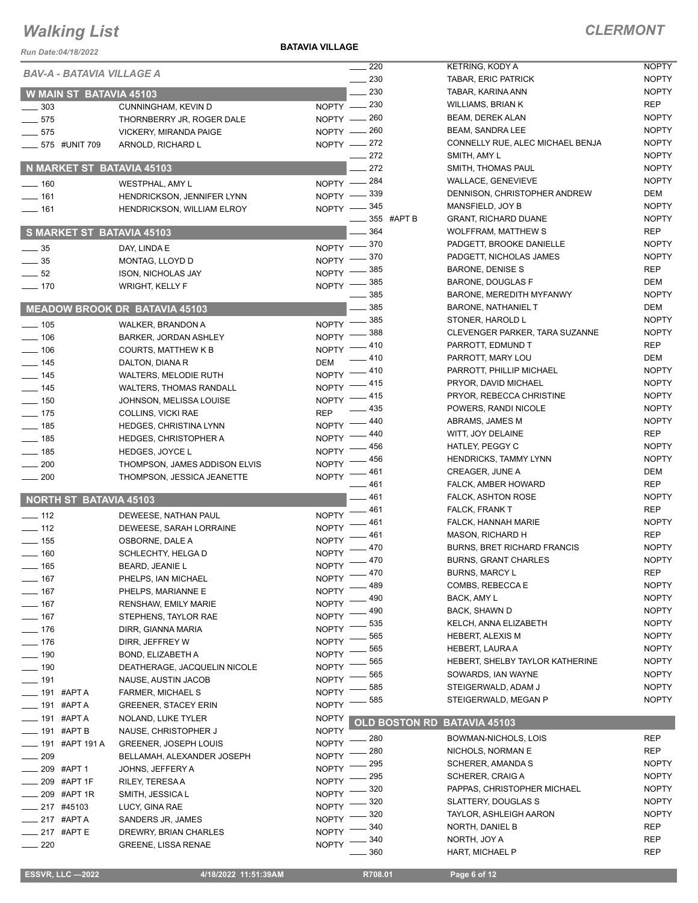# Walking List

**CLERMONT**

Run Date:04/18/2022

**BATAVIA VILLAGE**

## BAV-A - BATAVIA VILLAGE A

### W MAIN ST BATAVIA 45103

| No. | Name | Party |
|---|---|---|
| 303 | CUNNINGHAM, KEVIN D | NOPTY |
| 575 | THORNBERRY JR, ROGER DALE | NOPTY |
| 575 | VICKERY, MIRANDA PAIGE | NOPTY |
| 575 #UNIT 709 | ARNOLD, RICHARD L | NOPTY |

### N MARKET ST BATAVIA 45103

| No. | Name | Party |
|---|---|---|
| 160 | WESTPHAL, AMY L | NOPTY |
| 161 | HENDRICKSON, JENNIFER LYNN | NOPTY |
| 161 | HENDRICKSON, WILLIAM ELROY | NOPTY |

### S MARKET ST BATAVIA 45103

| No. | Name | Party |
|---|---|---|
| 35 | DAY, LINDA E | NOPTY |
| 35 | MONTAG, LLOYD D | NOPTY |
| 52 | ISON, NICHOLAS JAY | NOPTY |
| 170 | WRIGHT, KELLY F | NOPTY |

### MEADOW BROOK DR BATAVIA 45103

| No. | Name | Party |
|---|---|---|
| 105 | WALKER, BRANDON A | NOPTY |
| 106 | BARKER, JORDAN ASHLEY | NOPTY |
| 106 | COURTS, MATTHEW K B | NOPTY |
| 145 | DALTON, DIANA R | DEM |
| 145 | WALTERS, MELODIE RUTH | NOPTY |
| 145 | WALTERS, THOMAS RANDALL | NOPTY |
| 150 | JOHNSON, MELISSA LOUISE | NOPTY |
| 175 | COLLINS, VICKI RAE | REP |
| 185 | HEDGES, CHRISTINA LYNN | NOPTY |
| 185 | HEDGES, CHRISTOPHER A | NOPTY |
| 185 | HEDGES, JOYCE L | NOPTY |
| 200 | THOMPSON, JAMES ADDISON ELVIS | NOPTY |
| 200 | THOMPSON, JESSICA JEANETTE | NOPTY |

### NORTH ST BATAVIA 45103

| No. | Name | Party |
|---|---|---|
| 112 | DEWEESE, NATHAN PAUL | NOPTY |
| 112 | DEWEESE, SARAH LORRAINE | NOPTY |
| 155 | OSBORNE, DALE A | NOPTY |
| 160 | SCHLECHTY, HELGA D | NOPTY |
| 165 | BEARD, JEANIE L | NOPTY |
| 167 | PHELPS, IAN MICHAEL | NOPTY |
| 167 | PHELPS, MARIANNE E | NOPTY |
| 167 | RENSHAW, EMILY MARIE | NOPTY |
| 167 | STEPHENS, TAYLOR RAE | NOPTY |
| 176 | DIRR, GIANNA MARIA | NOPTY |
| 176 | DIRR, JEFFREY W | NOPTY |
| 190 | BOND, ELIZABETH A | NOPTY |
| 190 | DEATHERAGE, JACQUELIN NICOLE | NOPTY |
| 191 | NAUSE, AUSTIN JACOB | NOPTY |
| 191 #APT A | FARMER, MICHAEL S | NOPTY |
| 191 #APT A | GREENER, STACEY ERIN | NOPTY |
| 191 #APT A | NOLAND, LUKE TYLER | NOPTY |
| 191 #APT B | NAUSE, CHRISTOPHER J | NOPTY |
| 191 #APT 191 A | GREENER, JOSEPH LOUIS | NOPTY |
| 209 | BELLAMAH, ALEXANDER JOSEPH | NOPTY |
| 209 #APT 1 | JOHNS, JEFFERY A | NOPTY |
| 209 #APT 1F | RILEY, TERESA A | NOPTY |
| 209 #APT 1R | SMITH, JESSICA L | NOPTY |
| 217 #45103 | LUCY, GINA RAE | NOPTY |
| 217 #APT A | SANDERS JR, JAMES | NOPTY |
| 217 #APT E | DREWRY, BRIAN CHARLES | NOPTY |
| 220 | GREENE, LISSA RENAE | NOPTY |
| 220 | KETRING, KODY A | NOPTY |
| 230 | TABAR, ERIC PATRICK | NOPTY |
| 230 | TABAR, KARINA ANN | NOPTY |
| 230 | WILLIAMS, BRIAN K | REP |
| 260 | BEAM, DEREK ALAN | NOPTY |
| 260 | BEAM, SANDRA LEE | NOPTY |
| 272 | CONNELLY RUE, ALEC MICHAEL BENJA | NOPTY |
| 272 | SMITH, AMY L | NOPTY |
| 272 | SMITH, THOMAS PAUL | NOPTY |
| 284 | WALLACE, GENEVIEVE | NOPTY |
| 339 | DENNISON, CHRISTOPHER ANDREW | DEM |
| 345 | MANSFIELD, JOY B | NOPTY |
| 355 #APT B | GRANT, RICHARD DUANE | NOPTY |
| 364 | WOLFFRAM, MATTHEW S | REP |
| 370 | PADGETT, BROOKE DANIELLE | NOPTY |
| 370 | PADGETT, NICHOLAS JAMES | NOPTY |
| 385 | BARONE, DENISE S | REP |
| 385 | BARONE, DOUGLAS F | DEM |
| 385 | BARONE, MEREDITH MYFANWY | NOPTY |
| 385 | BARONE, NATHANIEL T | DEM |
| 385 | STONER, HAROLD L | NOPTY |
| 388 | CLEVENGER PARKER, TARA SUZANNE | NOPTY |
| 410 | PARROTT, EDMUND T | REP |
| 410 | PARROTT, MARY LOU | DEM |
| 410 | PARROTT, PHILLIP MICHAEL | NOPTY |
| 415 | PRYOR, DAVID MICHAEL | NOPTY |
| 415 | PRYOR, REBECCA CHRISTINE | NOPTY |
| 435 | POWERS, RANDI NICOLE | NOPTY |
| 440 | ABRAMS, JAMES M | NOPTY |
| 440 | WITT, JOY DELAINE | REP |
| 456 | HATLEY, PEGGY C | NOPTY |
| 456 | HENDRICKS, TAMMY LYNN | NOPTY |
| 461 | CREAGER, JUNE A | DEM |
| 461 | FALCK, AMBER HOWARD | REP |
| 461 | FALCK, ASHTON ROSE | NOPTY |
| 461 | FALCK, FRANK T | REP |
| 461 | FALCK, HANNAH MARIE | NOPTY |
| 461 | MASON, RICHARD H | REP |
| 470 | BURNS, BRET RICHARD FRANCIS | NOPTY |
| 470 | BURNS, GRANT CHARLES | NOPTY |
| 470 | BURNS, MARCY L | REP |
| 489 | COMBS, REBECCA E | NOPTY |
| 490 | BACK, AMY L | NOPTY |
| 490 | BACK, SHAWN D | NOPTY |
| 535 | KELCH, ANNA ELIZABETH | NOPTY |
| 565 | HEBERT, ALEXIS M | NOPTY |
| 565 | HEBERT, LAURA A | NOPTY |
| 565 | HEBERT, SHELBY TAYLOR KATHERINE | NOPTY |
| 565 | SOWARDS, IAN WAYNE | NOPTY |
| 585 | STEIGERWALD, ADAM J | NOPTY |
| 585 | STEIGERWALD, MEGAN P | NOPTY |

### OLD BOSTON RD BATAVIA 45103

| No. | Name | Party |
|---|---|---|
| 280 | BOWMAN-NICHOLS, LOIS | REP |
| 280 | NICHOLS, NORMAN E | REP |
| 295 | SCHERER, AMANDA S | NOPTY |
| 295 | SCHERER, CRAIG A | NOPTY |
| 320 | PAPPAS, CHRISTOPHER MICHAEL | NOPTY |
| 320 | SLATTERY, DOUGLAS S | NOPTY |
| 320 | TAYLOR, ASHLEIGH AARON | NOPTY |
| 340 | NORTH, DANIEL B | REP |
| 340 | NORTH, JOY A | REP |
| 360 | HART, MICHAEL P | REP |

ESSVR, LLC —2022 | 4/18/2022 11:51:39AM | R708.01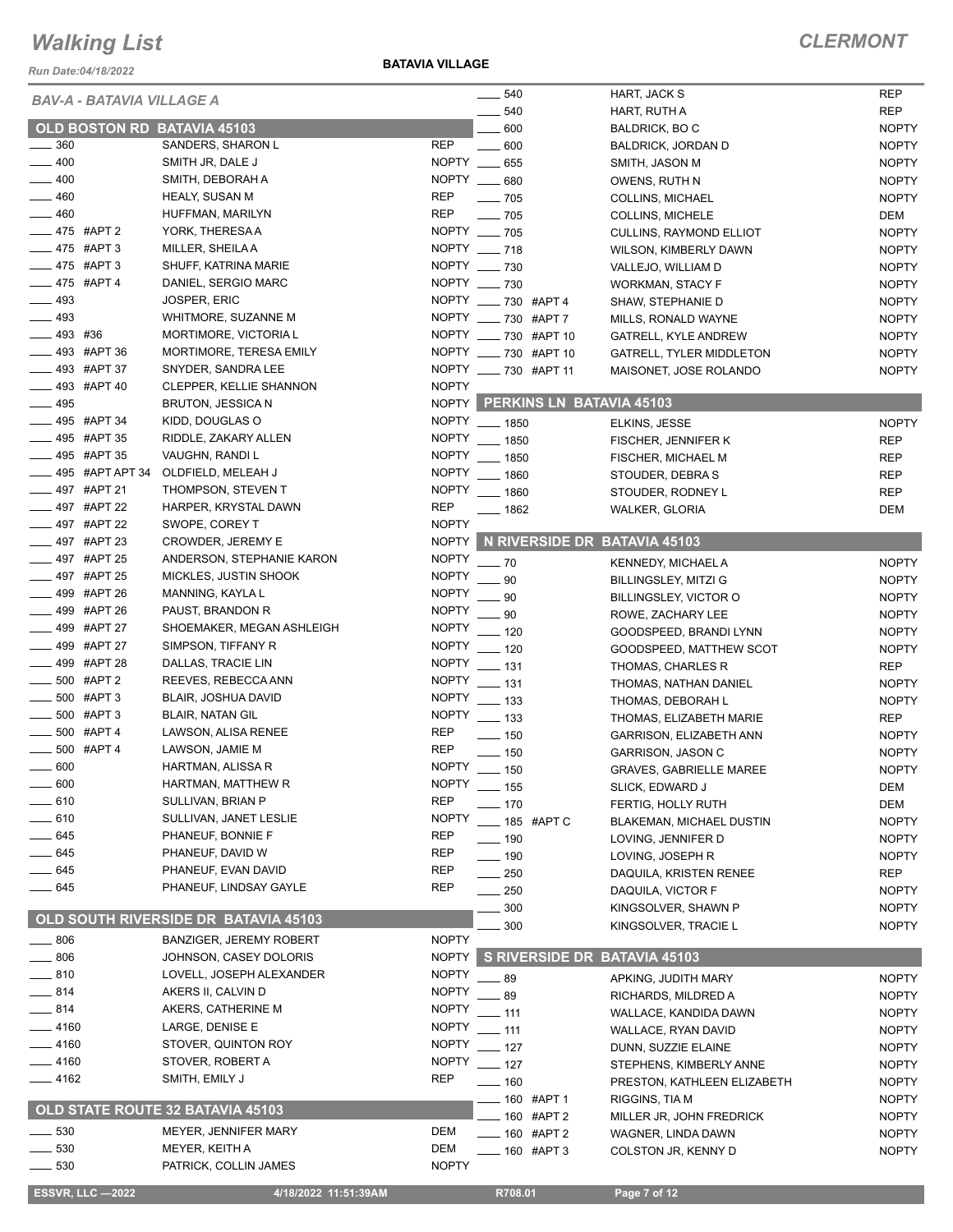# Walking List

**CLERMONT**

Run Date:04/18/2022

**BATAVIA VILLAGE**

*BAV-A - BATAVIA VILLAGE A*

## OLD BOSTON RD BATAVIA 45103

| No. | Name | Party |
|---|---|---|
| ___ 360 | SANDERS, SHARON L | REP |
| ___ 400 | SMITH JR, DALE J | NOPTY |
| ___ 400 | SMITH, DEBORAH A | NOPTY |
| ___ 460 | HEALY, SUSAN M | REP |
| ___ 460 | HUFFMAN, MARILYN | REP |
| ___ 475 #APT 2 | YORK, THERESA A | NOPTY |
| ___ 475 #APT 3 | MILLER, SHEILA A | NOPTY |
| ___ 475 #APT 3 | SHUFF, KATRINA MARIE | NOPTY |
| ___ 475 #APT 4 | DANIEL, SERGIO MARC | NOPTY |
| ___ 493 | JOSPER, ERIC | NOPTY |
| ___ 493 | WHITMORE, SUZANNE M | NOPTY |
| ___ 493 #36 | MORTIMORE, VICTORIA L | NOPTY |
| ___ 493 #APT 36 | MORTIMORE, TERESA EMILY | NOPTY |
| ___ 493 #APT 37 | SNYDER, SANDRA LEE | NOPTY |
| ___ 493 #APT 40 | CLEPPER, KELLIE SHANNON | NOPTY |
| ___ 495 | BRUTON, JESSICA N | NOPTY |
| ___ 495 #APT 34 | KIDD, DOUGLAS O | NOPTY |
| ___ 495 #APT 35 | RIDDLE, ZAKARY ALLEN | NOPTY |
| ___ 495 #APT 35 | VAUGHN, RANDI L | NOPTY |
| ___ 495 #APT APT 34 | OLDFIELD, MELEAH J | NOPTY |
| ___ 497 #APT 21 | THOMPSON, STEVEN T | NOPTY |
| ___ 497 #APT 22 | HARPER, KRYSTAL DAWN | REP |
| ___ 497 #APT 22 | SWOPE, COREY T | NOPTY |
| ___ 497 #APT 23 | CROWDER, JEREMY E | NOPTY |
| ___ 497 #APT 25 | ANDERSON, STEPHANIE KARON | NOPTY |
| ___ 497 #APT 25 | MICKLES, JUSTIN SHOOK | NOPTY |
| ___ 499 #APT 26 | MANNING, KAYLA L | NOPTY |
| ___ 499 #APT 26 | PAUST, BRANDON R | NOPTY |
| ___ 499 #APT 27 | SHOEMAKER, MEGAN ASHLEIGH | NOPTY |
| ___ 499 #APT 27 | SIMPSON, TIFFANY R | NOPTY |
| ___ 499 #APT 28 | DALLAS, TRACIE LIN | NOPTY |
| ___ 500 #APT 2 | REEVES, REBECCA ANN | NOPTY |
| ___ 500 #APT 3 | BLAIR, JOSHUA DAVID | NOPTY |
| ___ 500 #APT 3 | BLAIR, NATAN GIL | NOPTY |
| ___ 500 #APT 4 | LAWSON, ALISA RENEE | REP |
| ___ 500 #APT 4 | LAWSON, JAMIE M | REP |
| ___ 600 | HARTMAN, ALISSA R | NOPTY |
| ___ 600 | HARTMAN, MATTHEW R | NOPTY |
| ___ 610 | SULLIVAN, BRIAN P | REP |
| ___ 610 | SULLIVAN, JANET LESLIE | NOPTY |
| ___ 645 | PHANEUF, BONNIE F | REP |
| ___ 645 | PHANEUF, DAVID W | REP |
| ___ 645 | PHANEUF, EVAN DAVID | REP |
| ___ 645 | PHANEUF, LINDSAY GAYLE | REP |

## OLD SOUTH RIVERSIDE DR BATAVIA 45103

| No. | Name | Party |
|---|---|---|
| ___ 806 | BANZIGER, JEREMY ROBERT | NOPTY |
| ___ 806 | JOHNSON, CASEY DOLORIS | NOPTY |
| ___ 810 | LOVELL, JOSEPH ALEXANDER | NOPTY |
| ___ 814 | AKERS II, CALVIN D | NOPTY |
| ___ 814 | AKERS, CATHERINE M | NOPTY |
| ___ 4160 | LARGE, DENISE E | NOPTY |
| ___ 4160 | STOVER, QUINTON ROY | NOPTY |
| ___ 4160 | STOVER, ROBERT A | NOPTY |
| ___ 4162 | SMITH, EMILY J | REP |

## OLD STATE ROUTE 32 BATAVIA 45103

| No. | Name | Party |
|---|---|---|
| ___ 530 | MEYER, JENNIFER MARY | DEM |
| ___ 530 | MEYER, KEITH A | DEM |
| ___ 530 | PATRICK, COLLIN JAMES | NOPTY |
| ___ 540 | HART, JACK S | REP |
| ___ 540 | HART, RUTH A | REP |
| ___ 600 | BALDRICK, BO C | NOPTY |
| ___ 600 | BALDRICK, JORDAN D | NOPTY |
| ___ 655 | SMITH, JASON M | NOPTY |
| ___ 680 | OWENS, RUTH N | NOPTY |
| ___ 705 | COLLINS, MICHAEL | NOPTY |
| ___ 705 | COLLINS, MICHELE | DEM |
| ___ 705 | CULLINS, RAYMOND ELLIOT | NOPTY |
| ___ 718 | WILSON, KIMBERLY DAWN | NOPTY |
| ___ 730 | VALLEJO, WILLIAM D | NOPTY |
| ___ 730 | WORKMAN, STACY F | NOPTY |
| ___ 730 #APT 4 | SHAW, STEPHANIE D | NOPTY |
| ___ 730 #APT 7 | MILLS, RONALD WAYNE | NOPTY |
| ___ 730 #APT 10 | GATRELL, KYLE ANDREW | NOPTY |
| ___ 730 #APT 10 | GATRELL, TYLER MIDDLETON | NOPTY |
| ___ 730 #APT 11 | MAISONET, JOSE ROLANDO | NOPTY |

## PERKINS LN BATAVIA 45103

| No. | Name | Party |
|---|---|---|
| ___ 1850 | ELKINS, JESSE | NOPTY |
| ___ 1850 | FISCHER, JENNIFER K | REP |
| ___ 1850 | FISCHER, MICHAEL M | REP |
| ___ 1860 | STOUDER, DEBRA S | REP |
| ___ 1860 | STOUDER, RODNEY L | REP |
| ___ 1862 | WALKER, GLORIA | DEM |

## N RIVERSIDE DR BATAVIA 45103

| No. | Name | Party |
|---|---|---|
| ___ 70 | KENNEDY, MICHAEL A | NOPTY |
| ___ 90 | BILLINGSLEY, MITZI G | NOPTY |
| ___ 90 | BILLINGSLEY, VICTOR O | NOPTY |
| ___ 90 | ROWE, ZACHARY LEE | NOPTY |
| ___ 120 | GOODSPEED, BRANDI LYNN | NOPTY |
| ___ 120 | GOODSPEED, MATTHEW SCOT | NOPTY |
| ___ 131 | THOMAS, CHARLES R | REP |
| ___ 131 | THOMAS, NATHAN DANIEL | NOPTY |
| ___ 133 | THOMAS, DEBORAH L | NOPTY |
| ___ 133 | THOMAS, ELIZABETH MARIE | REP |
| ___ 150 | GARRISON, ELIZABETH ANN | NOPTY |
| ___ 150 | GARRISON, JASON C | NOPTY |
| ___ 150 | GRAVES, GABRIELLE MAREE | NOPTY |
| ___ 155 | SLICK, EDWARD J | DEM |
| ___ 170 | FERTIG, HOLLY RUTH | DEM |
| ___ 185 #APT C | BLAKEMAN, MICHAEL DUSTIN | NOPTY |
| ___ 190 | LOVING, JENNIFER D | NOPTY |
| ___ 190 | LOVING, JOSEPH R | NOPTY |
| ___ 250 | DAQUILA, KRISTEN RENEE | REP |
| ___ 250 | DAQUILA, VICTOR F | NOPTY |
| ___ 300 | KINGSOLVER, SHAWN P | NOPTY |
| ___ 300 | KINGSOLVER, TRACIE L | NOPTY |

## S RIVERSIDE DR BATAVIA 45103

| No. | Name | Party |
|---|---|---|
| ___ 89 | APKING, JUDITH MARY | NOPTY |
| ___ 89 | RICHARDS, MILDRED A | NOPTY |
| ___ 111 | WALLACE, KANDIDA DAWN | NOPTY |
| ___ 111 | WALLACE, RYAN DAVID | NOPTY |
| ___ 127 | DUNN, SUZZIE ELAINE | NOPTY |
| ___ 127 | STEPHENS, KIMBERLY ANNE | NOPTY |
| ___ 160 | PRESTON, KATHLEEN ELIZABETH | NOPTY |
| ___ 160 #APT 1 | RIGGINS, TIA M | NOPTY |
| ___ 160 #APT 2 | MILLER JR, JOHN FREDRICK | NOPTY |
| ___ 160 #APT 2 | WAGNER, LINDA DAWN | NOPTY |
| ___ 160 #APT 3 | COLSTON JR, KENNY D | NOPTY |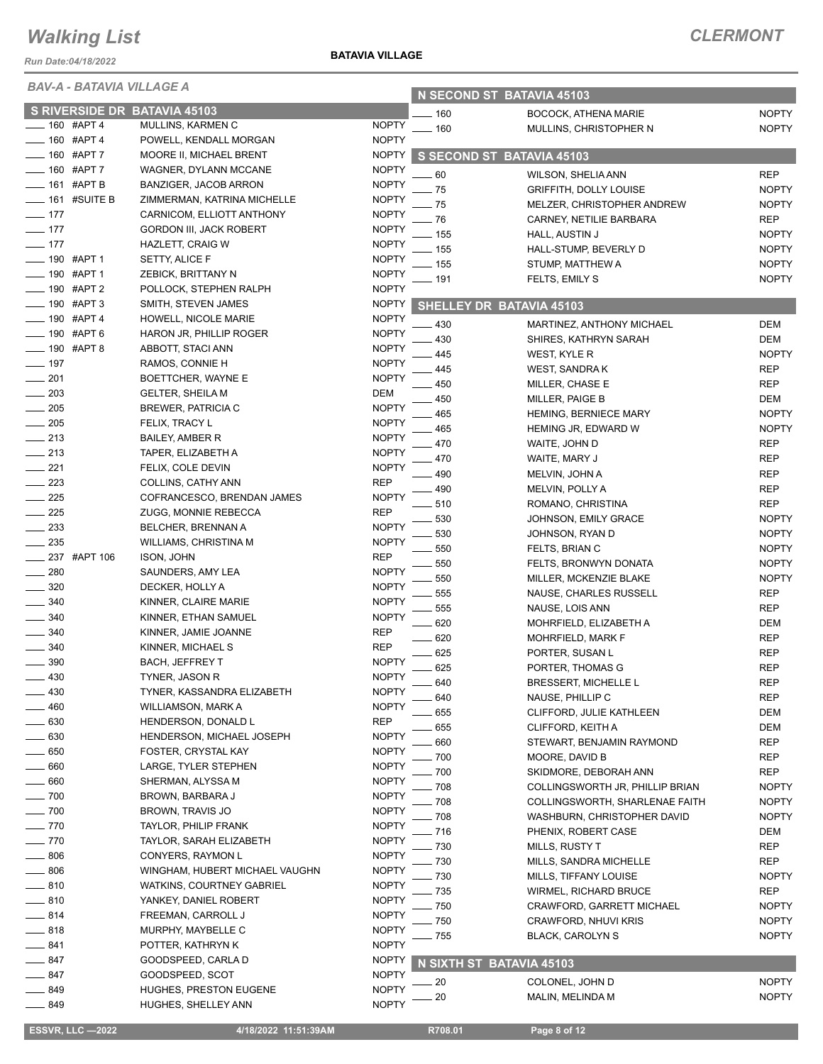# Walking List

*Run Date:04/18/2022*

**BATAVIA VILLAGE**

## CLERMONT

*BAV-A - BATAVIA VILLAGE A*

### S RIVERSIDE DR BATAVIA 45103

| Address | Name | Party |
|---|---|---|
| ____ 160 #APT 4 | MULLINS, KARMEN C | NOPTY |
| ____ 160 #APT 4 | POWELL, KENDALL MORGAN | NOPTY |
| ____ 160 #APT 7 | MOORE II, MICHAEL BRENT | NOPTY |
| ____ 160 #APT 7 | WAGNER, DYLANN MCCANE | NOPTY |
| ____ 161 #APT B | BANZIGER, JACOB ARRON | NOPTY |
| ____ 161 #SUITE B | ZIMMERMAN, KATRINA MICHELLE | NOPTY |
| ____ 177 | CARNICOM, ELLIOTT ANTHONY | NOPTY |
| ____ 177 | GORDON III, JACK ROBERT | NOPTY |
| ____ 177 | HAZLETT, CRAIG W | NOPTY |
| ____ 190 #APT 1 | SETTY, ALICE F | NOPTY |
| ____ 190 #APT 1 | ZEBICK, BRITTANY N | NOPTY |
| ____ 190 #APT 2 | POLLOCK, STEPHEN RALPH | NOPTY |
| ____ 190 #APT 3 | SMITH, STEVEN JAMES | NOPTY |
| ____ 190 #APT 4 | HOWELL, NICOLE MARIE | NOPTY |
| ____ 190 #APT 6 | HARON JR, PHILLIP ROGER | NOPTY |
| ____ 190 #APT 8 | ABBOTT, STACI ANN | NOPTY |
| ____ 197 | RAMOS, CONNIE H | NOPTY |
| ____ 201 | BOETTCHER, WAYNE E | NOPTY |
| ____ 203 | GELTER, SHEILA M | DEM |
| ____ 205 | BREWER, PATRICIA C | NOPTY |
| ____ 205 | FELIX, TRACY L | NOPTY |
| ____ 213 | BAILEY, AMBER R | NOPTY |
| ____ 213 | TAPER, ELIZABETH A | NOPTY |
| ____ 221 | FELIX, COLE DEVIN | NOPTY |
| ____ 223 | COLLINS, CATHY ANN | REP |
| ____ 225 | COFRANCESCO, BRENDAN JAMES | NOPTY |
| ____ 225 | ZUGG, MONNIE REBECCA | REP |
| ____ 233 | BELCHER, BRENNAN A | NOPTY |
| ____ 235 | WILLIAMS, CHRISTINA M | NOPTY |
| ____ 237 #APT 106 | ISON, JOHN | REP |
| ____ 280 | SAUNDERS, AMY LEA | NOPTY |
| ____ 320 | DECKER, HOLLY A | NOPTY |
| ____ 340 | KINNER, CLAIRE MARIE | NOPTY |
| ____ 340 | KINNER, ETHAN SAMUEL | NOPTY |
| ____ 340 | KINNER, JAMIE JOANNE | REP |
| ____ 340 | KINNER, MICHAEL S | REP |
| ____ 390 | BACH, JEFFREY T | NOPTY |
| ____ 430 | TYNER, JASON R | NOPTY |
| ____ 430 | TYNER, KASSANDRA ELIZABETH | NOPTY |
| ____ 460 | WILLIAMSON, MARK A | NOPTY |
| ____ 630 | HENDERSON, DONALD L | REP |
| ____ 630 | HENDERSON, MICHAEL JOSEPH | NOPTY |
| ____ 650 | FOSTER, CRYSTAL KAY | NOPTY |
| ____ 660 | LARGE, TYLER STEPHEN | NOPTY |
| ____ 660 | SHERMAN, ALYSSA M | NOPTY |
| ____ 700 | BROWN, BARBARA J | NOPTY |
| ____ 700 | BROWN, TRAVIS JO | NOPTY |
| ____ 770 | TAYLOR, PHILIP FRANK | NOPTY |
| ____ 770 | TAYLOR, SARAH ELIZABETH | NOPTY |
| ____ 806 | CONYERS, RAYMON L | NOPTY |
| ____ 806 | WINGHAM, HUBERT MICHAEL VAUGHN | NOPTY |
| ____ 810 | WATKINS, COURTNEY GABRIEL | NOPTY |
| ____ 810 | YANKEY, DANIEL ROBERT | NOPTY |
| ____ 814 | FREEMAN, CARROLL J | NOPTY |
| ____ 818 | MURPHY, MAYBELLE C | NOPTY |
| ____ 841 | POTTER, KATHRYN K | NOPTY |
| ____ 847 | GOODSPEED, CARLA D | NOPTY |
| ____ 847 | GOODSPEED, SCOT | NOPTY |
| ____ 849 | HUGHES, PRESTON EUGENE | NOPTY |
| ____ 849 | HUGHES, SHELLEY ANN | NOPTY |

### N SECOND ST BATAVIA 45103

| Address | Name | Party |
|---|---|---|
| ____ 160 | BOCOCK, ATHENA MARIE | NOPTY |
| ____ 160 | MULLINS, CHRISTOPHER N | NOPTY |

### S SECOND ST BATAVIA 45103

| Address | Name | Party |
|---|---|---|
| ____ 60 | WILSON, SHELIA ANN | REP |
| ____ 75 | GRIFFITH, DOLLY LOUISE | NOPTY |
| ____ 75 | MELZER, CHRISTOPHER ANDREW | NOPTY |
| ____ 76 | CARNEY, NETILIE BARBARA | REP |
| ____ 155 | HALL, AUSTIN J | NOPTY |
| ____ 155 | HALL-STUMP, BEVERLY D | NOPTY |
| ____ 155 | STUMP, MATTHEW A | NOPTY |
| ____ 191 | FELTS, EMILY S | NOPTY |

### SHELLEY DR BATAVIA 45103

| Address | Name | Party |
|---|---|---|
| ____ 430 | MARTINEZ, ANTHONY MICHAEL | DEM |
| ____ 430 | SHIRES, KATHRYN SARAH | DEM |
| ____ 445 | WEST, KYLE R | NOPTY |
| ____ 445 | WEST, SANDRA K | REP |
| ____ 450 | MILLER, CHASE E | REP |
| ____ 450 | MILLER, PAIGE B | DEM |
| ____ 465 | HEMING, BERNIECE MARY | NOPTY |
| ____ 465 | HEMING JR, EDWARD W | NOPTY |
| ____ 470 | WAITE, JOHN D | REP |
| ____ 470 | WAITE, MARY J | REP |
| ____ 490 | MELVIN, JOHN A | REP |
| ____ 490 | MELVIN, POLLY A | REP |
| ____ 510 | ROMANO, CHRISTINA | REP |
| ____ 530 | JOHNSON, EMILY GRACE | NOPTY |
| ____ 530 | JOHNSON, RYAN D | NOPTY |
| ____ 550 | FELTS, BRIAN C | NOPTY |
| ____ 550 | FELTS, BRONWYN DONATA | NOPTY |
| ____ 550 | MILLER, MCKENZIE BLAKE | NOPTY |
| ____ 555 | NAUSE, CHARLES RUSSELL | REP |
| ____ 555 | NAUSE, LOIS ANN | REP |
| ____ 620 | MOHRFIELD, ELIZABETH A | DEM |
| ____ 620 | MOHRFIELD, MARK F | REP |
| ____ 625 | PORTER, SUSAN L | REP |
| ____ 625 | PORTER, THOMAS G | REP |
| ____ 640 | BRESSERT, MICHELLE L | REP |
| ____ 640 | NAUSE, PHILLIP C | REP |
| ____ 655 | CLIFFORD, JULIE KATHLEEN | DEM |
| ____ 655 | CLIFFORD, KEITH A | DEM |
| ____ 660 | STEWART, BENJAMIN RAYMOND | REP |
| ____ 700 | MOORE, DAVID B | REP |
| ____ 700 | SKIDMORE, DEBORAH ANN | REP |
| ____ 708 | COLLINGSWORTH JR, PHILLIP BRIAN | NOPTY |
| ____ 708 | COLLINGSWORTH, SHARLENAE FAITH | NOPTY |
| ____ 708 | WASHBURN, CHRISTOPHER DAVID | NOPTY |
| ____ 716 | PHENIX, ROBERT CASE | DEM |
| ____ 730 | MILLS, RUSTY T | REP |
| ____ 730 | MILLS, SANDRA MICHELLE | REP |
| ____ 730 | MILLS, TIFFANY LOUISE | NOPTY |
| ____ 735 | WIRMEL, RICHARD BRUCE | REP |
| ____ 750 | CRAWFORD, GARRETT MICHAEL | NOPTY |
| ____ 750 | CRAWFORD, NHUVI KRIS | NOPTY |
| ____ 755 | BLACK, CAROLYN S | NOPTY |

### N SIXTH ST BATAVIA 45103

| Address | Name | Party |
|---|---|---|
| ____ 20 | COLONEL, JOHN D | NOPTY |
| ____ 20 | MALIN, MELINDA M | NOPTY |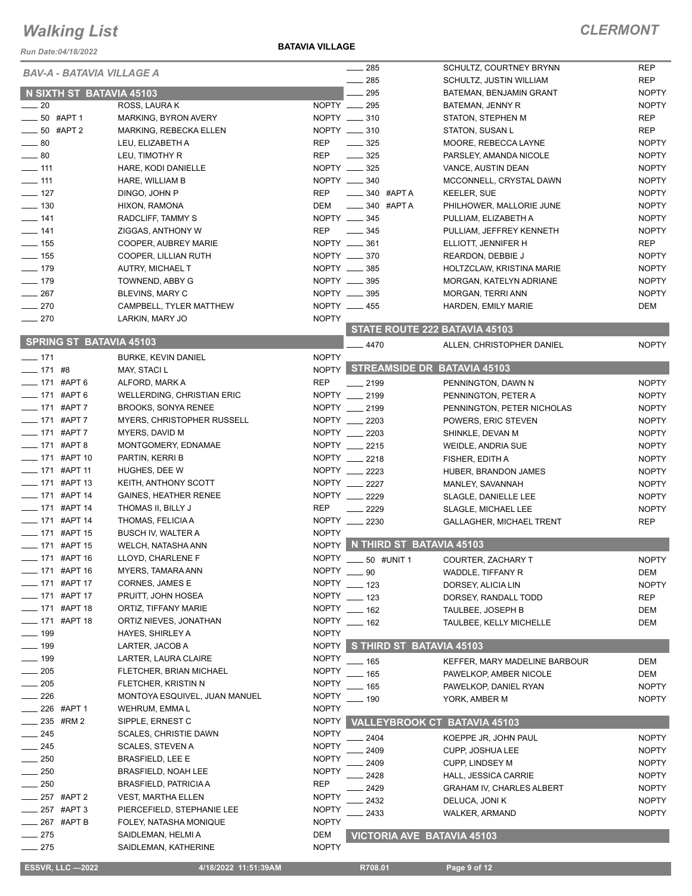# Walking List

## CLERMONT

Run Date:04/18/2022

**BATAVIA VILLAGE**

### BAV-A - BATAVIA VILLAGE A

#### N SIXTH ST BATAVIA 45103

| No. | Name | Party |
|---|---|---|
| 20 | ROSS, LAURA K | NOPTY |
| 50 #APT 1 | MARKING, BYRON AVERY | NOPTY |
| 50 #APT 2 | MARKING, REBECKA ELLEN | NOPTY |
| 80 | LEU, ELIZABETH A | REP |
| 80 | LEU, TIMOTHY R | REP |
| 111 | HARE, KODI DANIELLE | NOPTY |
| 111 | HARE, WILLIAM B | NOPTY |
| 127 | DINGO, JOHN P | REP |
| 130 | HIXON, RAMONA | DEM |
| 141 | RADCLIFF, TAMMY S | NOPTY |
| 141 | ZIGGAS, ANTHONY W | REP |
| 155 | COOPER, AUBREY MARIE | NOPTY |
| 155 | COOPER, LILLIAN RUTH | NOPTY |
| 179 | AUTRY, MICHAEL T | NOPTY |
| 179 | TOWNEND, ABBY G | NOPTY |
| 267 | BLEVINS, MARY C | NOPTY |
| 270 | CAMPBELL, TYLER MATTHEW | NOPTY |
| 270 | LARKIN, MARY JO | NOPTY |

#### SPRING ST BATAVIA 45103

| No. | Name | Party |
|---|---|---|
| 171 | BURKE, KEVIN DANIEL | NOPTY |
| 171 #8 | MAY, STACI L | NOPTY |
| 171 #APT 6 | ALFORD, MARK A | REP |
| 171 #APT 6 | WELLERDING, CHRISTIAN ERIC | NOPTY |
| 171 #APT 7 | BROOKS, SONYA RENEE | NOPTY |
| 171 #APT 7 | MYERS, CHRISTOPHER RUSSELL | NOPTY |
| 171 #APT 7 | MYERS, DAVID M | NOPTY |
| 171 #APT 8 | MONTGOMERY, EDNAMAE | NOPTY |
| 171 #APT 10 | PARTIN, KERRI B | NOPTY |
| 171 #APT 11 | HUGHES, DEE W | NOPTY |
| 171 #APT 13 | KEITH, ANTHONY SCOTT | NOPTY |
| 171 #APT 14 | GAINES, HEATHER RENEE | NOPTY |
| 171 #APT 14 | THOMAS II, BILLY J | REP |
| 171 #APT 14 | THOMAS, FELICIA A | NOPTY |
| 171 #APT 15 | BUSCH IV, WALTER A | NOPTY |
| 171 #APT 15 | WELCH, NATASHA ANN | NOPTY |
| 171 #APT 16 | LLOYD, CHARLENE F | NOPTY |
| 171 #APT 16 | MYERS, TAMARA ANN | NOPTY |
| 171 #APT 17 | CORNES, JAMES E | NOPTY |
| 171 #APT 17 | PRUITT, JOHN HOSEA | NOPTY |
| 171 #APT 18 | ORTIZ, TIFFANY MARIE | NOPTY |
| 171 #APT 18 | ORTIZ NIEVES, JONATHAN | NOPTY |
| 199 | HAYES, SHIRLEY A | NOPTY |
| 199 | LARTER, JACOB A | NOPTY |
| 199 | LARTER, LAURA CLAIRE | NOPTY |
| 205 | FLETCHER, BRIAN MICHAEL | NOPTY |
| 205 | FLETCHER, KRISTIN N | NOPTY |
| 226 | MONTOYA ESQUIVEL, JUAN MANUEL | NOPTY |
| 226 #APT 1 | WEHRUM, EMMA L | NOPTY |
| 235 #RM 2 | SIPPLE, ERNEST C | NOPTY |
| 245 | SCALES, CHRISTIE DAWN | NOPTY |
| 245 | SCALES, STEVEN A | NOPTY |
| 250 | BRASFIELD, LEE E | NOPTY |
| 250 | BRASFIELD, NOAH LEE | NOPTY |
| 250 | BRASFIELD, PATRICIA A | REP |
| 257 #APT 2 | VEST, MARTHA ELLEN | NOPTY |
| 257 #APT 3 | PIERCEFIELD, STEPHANIE LEE | NOPTY |
| 267 #APT B | FOLEY, NATASHA MONIQUE | NOPTY |
| 275 | SAIDLEMAN, HELMI A | DEM |
| 275 | SAIDLEMAN, KATHERINE | NOPTY |
| 285 | SCHULTZ, COURTNEY BRYNN | REP |
| 285 | SCHULTZ, JUSTIN WILLIAM | REP |
| 295 | BATEMAN, BENJAMIN GRANT | NOPTY |
| 295 | BATEMAN, JENNY R | NOPTY |
| 310 | STATON, STEPHEN M | REP |
| 310 | STATON, SUSAN L | REP |
| 325 | MOORE, REBECCA LAYNE | NOPTY |
| 325 | PARSLEY, AMANDA NICOLE | NOPTY |
| 325 | VANCE, AUSTIN DEAN | NOPTY |
| 340 | MCCONNELL, CRYSTAL DAWN | NOPTY |
| 340 #APT A | KEELER, SUE | NOPTY |
| 340 #APT A | PHILHOWER, MALLORIE JUNE | NOPTY |
| 345 | PULLIAM, ELIZABETH A | NOPTY |
| 345 | PULLIAM, JEFFREY KENNETH | NOPTY |
| 361 | ELLIOTT, JENNIFER H | REP |
| 370 | REARDON, DEBBIE J | NOPTY |
| 385 | HOLTZCLAW, KRISTINA MARIE | NOPTY |
| 395 | MORGAN, KATELYN ADRIANE | NOPTY |
| 395 | MORGAN, TERRI ANN | NOPTY |
| 455 | HARDEN, EMILY MARIE | DEM |

#### STATE ROUTE 222 BATAVIA 45103

| No. | Name | Party |
|---|---|---|
| 4470 | ALLEN, CHRISTOPHER DANIEL | NOPTY |

#### STREAMSIDE DR BATAVIA 45103

| No. | Name | Party |
|---|---|---|
| 2199 | PENNINGTON, DAWN N | NOPTY |
| 2199 | PENNINGTON, PETER A | NOPTY |
| 2199 | PENNINGTON, PETER NICHOLAS | NOPTY |
| 2203 | POWERS, ERIC STEVEN | NOPTY |
| 2203 | SHINKLE, DEVAN M | NOPTY |
| 2215 | WEIDLE, ANDRIA SUE | NOPTY |
| 2218 | FISHER, EDITH A | NOPTY |
| 2223 | HUBER, BRANDON JAMES | NOPTY |
| 2227 | MANLEY, SAVANNAH | NOPTY |
| 2229 | SLAGLE, DANIELLE LEE | NOPTY |
| 2229 | SLAGLE, MICHAEL LEE | NOPTY |
| 2230 | GALLAGHER, MICHAEL TRENT | REP |

#### N THIRD ST BATAVIA 45103

| No. | Name | Party |
|---|---|---|
| 50 #UNIT 1 | COURTER, ZACHARY T | NOPTY |
| 90 | WADDLE, TIFFANY R | DEM |
| 123 | DORSEY, ALICIA LIN | NOPTY |
| 123 | DORSEY, RANDALL TODD | REP |
| 162 | TAULBEE, JOSEPH B | DEM |
| 162 | TAULBEE, KELLY MICHELLE | DEM |

#### S THIRD ST BATAVIA 45103

| No. | Name | Party |
|---|---|---|
| 165 | KEFFER, MARY MADELINE BARBOUR | DEM |
| 165 | PAWELKOP, AMBER NICOLE | DEM |
| 165 | PAWELKOP, DANIEL RYAN | NOPTY |
| 190 | YORK, AMBER M | NOPTY |

#### VALLEYBROOK CT BATAVIA 45103

| No. | Name | Party |
|---|---|---|
| 2404 | KOEPPE JR, JOHN PAUL | NOPTY |
| 2409 | CUPP, JOSHUA LEE | NOPTY |
| 2409 | CUPP, LINDSEY M | NOPTY |
| 2428 | HALL, JESSICA CARRIE | NOPTY |
| 2429 | GRAHAM IV, CHARLES ALBERT | NOPTY |
| 2432 | DELUCA, JONI K | NOPTY |
| 2433 | WALKER, ARMAND | NOPTY |

#### VICTORIA AVE BATAVIA 45103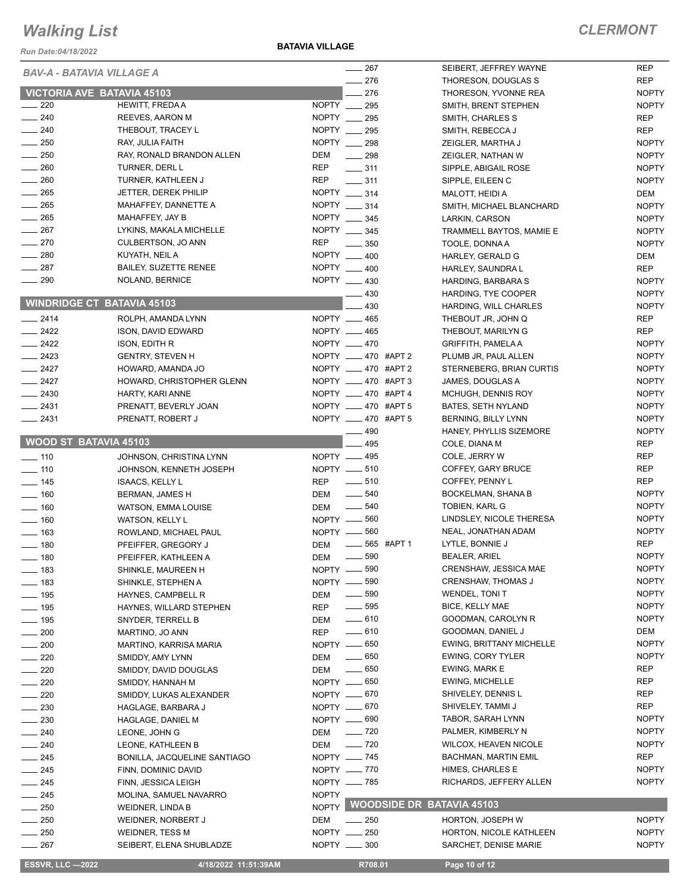# Walking List

**BATAVIA VILLAGE** — **CLERMONT**

Run Date:04/18/2022

## BAV-A - BATAVIA VILLAGE A

### VICTORIA AVE BATAVIA 45103

| No. | Name | Party |
|---|---|---|
| 220 | HEWITT, FREDA A | NOPTY |
| 240 | REEVES, AARON M | NOPTY |
| 240 | THEBOUT, TRACEY L | NOPTY |
| 250 | RAY, JULIA FAITH | NOPTY |
| 250 | RAY, RONALD BRANDON ALLEN | DEM |
| 260 | TURNER, DERL L | REP |
| 260 | TURNER, KATHLEEN J | REP |
| 265 | JETTER, DEREK PHILIP | NOPTY |
| 265 | MAHAFFEY, DANNETTE A | NOPTY |
| 265 | MAHAFFEY, JAY B | NOPTY |
| 267 | LYKINS, MAKALA MICHELLE | NOPTY |
| 270 | CULBERTSON, JO ANN | REP |
| 280 | KUYATH, NEIL A | NOPTY |
| 287 | BAILEY, SUZETTE RENEE | NOPTY |
| 290 | NOLAND, BERNICE | NOPTY |

### WINDRIDGE CT BATAVIA 45103

| No. | Name | Party |
|---|---|---|
| 2414 | ROLPH, AMANDA LYNN | NOPTY |
| 2422 | ISON, DAVID EDWARD | NOPTY |
| 2422 | ISON, EDITH R | NOPTY |
| 2423 | GENTRY, STEVEN H | NOPTY |
| 2427 | HOWARD, AMANDA JO | NOPTY |
| 2427 | HOWARD, CHRISTOPHER GLENN | NOPTY |
| 2430 | HARTY, KARI ANNE | NOPTY |
| 2431 | PRENATT, BEVERLY JOAN | NOPTY |
| 2431 | PRENATT, ROBERT J | NOPTY |

### WOOD ST BATAVIA 45103

| No. | Name | Party |
|---|---|---|
| 110 | JOHNSON, CHRISTINA LYNN | NOPTY |
| 110 | JOHNSON, KENNETH JOSEPH | NOPTY |
| 145 | ISAACS, KELLY L | REP |
| 160 | BERMAN, JAMES H | DEM |
| 160 | WATSON, EMMA LOUISE | DEM |
| 160 | WATSON, KELLY L | NOPTY |
| 163 | ROWLAND, MICHAEL PAUL | NOPTY |
| 180 | PFEIFFER, GREGORY J | DEM |
| 180 | PFEIFFER, KATHLEEN A | DEM |
| 183 | SHINKLE, MAUREEN H | NOPTY |
| 183 | SHINKLE, STEPHEN A | NOPTY |
| 195 | HAYNES, CAMPBELL R | DEM |
| 195 | HAYNES, WILLARD STEPHEN | REP |
| 195 | SNYDER, TERRELL B | DEM |
| 200 | MARTINO, JO ANN | REP |
| 200 | MARTINO, KARRISA MARIA | NOPTY |
| 220 | SMIDDY, AMY LYNN | DEM |
| 220 | SMIDDY, DAVID DOUGLAS | DEM |
| 220 | SMIDDY, HANNAH M | NOPTY |
| 220 | SMIDDY, LUKAS ALEXANDER | NOPTY |
| 230 | HAGLAGE, BARBARA J | NOPTY |
| 230 | HAGLAGE, DANIEL M | NOPTY |
| 240 | LEONE, JOHN G | DEM |
| 240 | LEONE, KATHLEEN B | DEM |
| 245 | BONILLA, JACQUELINE SANTIAGO | NOPTY |
| 245 | FINN, DOMINIC DAVID | NOPTY |
| 245 | FINN, JESSICA LEIGH | NOPTY |
| 245 | MOLINA, SAMUEL NAVARRO | NOPTY |
| 250 | WEIDNER, LINDA B | NOPTY |
| 250 | WEIDNER, NORBERT J | DEM |
| 250 | WEIDNER, TESS M | NOPTY |
| 267 | SEIBERT, ELENA SHUBLADZE | NOPTY |
| 267 | SEIBERT, JEFFREY WAYNE | REP |
| 276 | THORESON, DOUGLAS S | REP |
| 276 | THORESON, YVONNE REA | NOPTY |
| 295 | SMITH, BRENT STEPHEN | NOPTY |
| 295 | SMITH, CHARLES S | REP |
| 295 | SMITH, REBECCA J | REP |
| 298 | ZEIGLER, MARTHA J | NOPTY |
| 298 | ZEIGLER, NATHAN W | NOPTY |
| 311 | SIPPLE, ABIGAIL ROSE | NOPTY |
| 311 | SIPPLE, EILEEN C | NOPTY |
| 314 | MALOTT, HEIDI A | DEM |
| 314 | SMITH, MICHAEL BLANCHARD | NOPTY |
| 345 | LARKIN, CARSON | NOPTY |
| 345 | TRAMMELL BAYTOS, MAMIE E | NOPTY |
| 350 | TOOLE, DONNA A | NOPTY |
| 400 | HARLEY, GERALD G | DEM |
| 400 | HARLEY, SAUNDRA L | REP |
| 430 | HARDING, BARBARA S | NOPTY |
| 430 | HARDING, TYE COOPER | NOPTY |
| 430 | HARDING, WILL CHARLES | NOPTY |
| 465 | THEBOUT JR, JOHN Q | REP |
| 465 | THEBOUT, MARILYN G | REP |
| 470 | GRIFFITH, PAMELA A | NOPTY |
| 470 #APT 2 | PLUMB JR, PAUL ALLEN | NOPTY |
| 470 #APT 2 | STERNEBERG, BRIAN CURTIS | NOPTY |
| 470 #APT 3 | JAMES, DOUGLAS A | NOPTY |
| 470 #APT 4 | MCHUGH, DENNIS ROY | NOPTY |
| 470 #APT 5 | BATES, SETH NYLAND | NOPTY |
| 470 #APT 5 | BERNING, BILLY LYNN | NOPTY |
| 490 | HANEY, PHYLLIS SIZEMORE | NOPTY |
| 495 | COLE, DIANA M | REP |
| 495 | COLE, JERRY W | REP |
| 510 | COFFEY, GARY BRUCE | REP |
| 510 | COFFEY, PENNY L | REP |
| 540 | BOCKELMAN, SHANA B | NOPTY |
| 540 | TOBIEN, KARL G | NOPTY |
| 560 | LINDSLEY, NICOLE THERESA | NOPTY |
| 560 | NEAL, JONATHAN ADAM | NOPTY |
| 565 #APT 1 | LYTLE, BONNIE J | REP |
| 590 | BEALER, ARIEL | NOPTY |
| 590 | CRENSHAW, JESSICA MAE | NOPTY |
| 590 | CRENSHAW, THOMAS J | NOPTY |
| 590 | WENDEL, TONI T | NOPTY |
| 595 | BICE, KELLY MAE | NOPTY |
| 610 | GOODMAN, CAROLYN R | NOPTY |
| 610 | GOODMAN, DANIEL J | DEM |
| 650 | EWING, BRITTANY MICHELLE | NOPTY |
| 650 | EWING, CORY TYLER | NOPTY |
| 650 | EWING, MARK E | REP |
| 650 | EWING, MICHELLE | REP |
| 670 | SHIVELEY, DENNIS L | REP |
| 670 | SHIVELEY, TAMMI J | REP |
| 690 | TABOR, SARAH LYNN | NOPTY |
| 720 | PALMER, KIMBERLY N | NOPTY |
| 720 | WILCOX, HEAVEN NICOLE | NOPTY |
| 745 | BACHMAN, MARTIN EMIL | REP |
| 770 | HIMES, CHARLES E | NOPTY |
| 785 | RICHARDS, JEFFERY ALLEN | NOPTY |

### WOODSIDE DR BATAVIA 45103

| No. | Name | Party |
|---|---|---|
| 250 | HORTON, JOSEPH W | NOPTY |
| 250 | HORTON, NICOLE KATHLEEN | NOPTY |
| 300 | SARCHET, DENISE MARIE | NOPTY |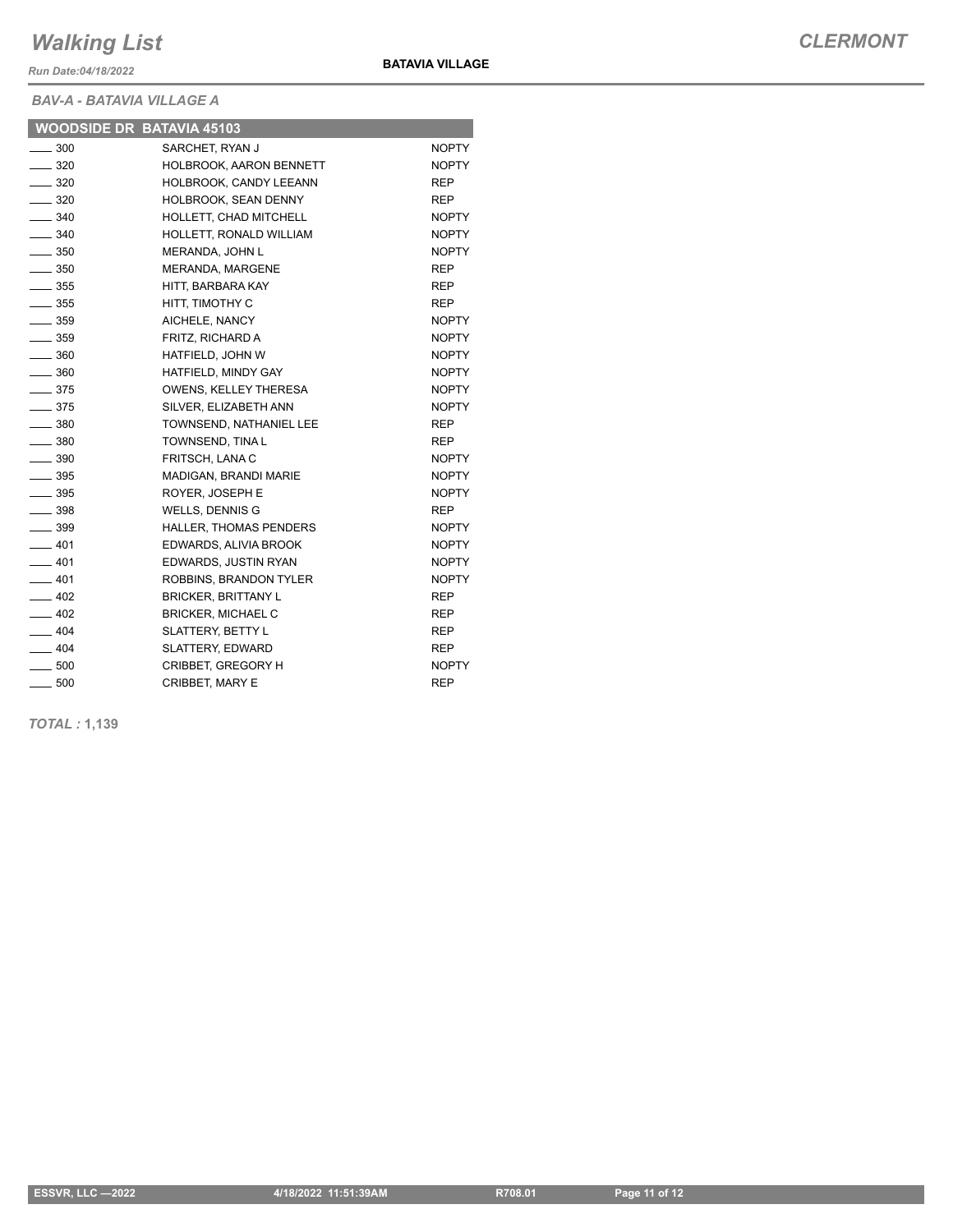# Walking List

**CLERMONT**

*Run Date:04/18/2022*

**BATAVIA VILLAGE**

*BAV-A - BATAVIA VILLAGE A*

| WOODSIDE DR BATAVIA 45103 | | |
|---|---|---|
| ____ 300 | SARCHET, RYAN J | NOPTY |
| ____ 320 | HOLBROOK, AARON BENNETT | NOPTY |
| ____ 320 | HOLBROOK, CANDY LEEANN | REP |
| ____ 320 | HOLBROOK, SEAN DENNY | REP |
| ____ 340 | HOLLETT, CHAD MITCHELL | NOPTY |
| ____ 340 | HOLLETT, RONALD WILLIAM | NOPTY |
| ____ 350 | MERANDA, JOHN L | NOPTY |
| ____ 350 | MERANDA, MARGENE | REP |
| ____ 355 | HITT, BARBARA KAY | REP |
| ____ 355 | HITT, TIMOTHY C | REP |
| ____ 359 | AICHELE, NANCY | NOPTY |
| ____ 359 | FRITZ, RICHARD A | NOPTY |
| ____ 360 | HATFIELD, JOHN W | NOPTY |
| ____ 360 | HATFIELD, MINDY GAY | NOPTY |
| ____ 375 | OWENS, KELLEY THERESA | NOPTY |
| ____ 375 | SILVER, ELIZABETH ANN | NOPTY |
| ____ 380 | TOWNSEND, NATHANIEL LEE | REP |
| ____ 380 | TOWNSEND, TINA L | REP |
| ____ 390 | FRITSCH, LANA C | NOPTY |
| ____ 395 | MADIGAN, BRANDI MARIE | NOPTY |
| ____ 395 | ROYER, JOSEPH E | NOPTY |
| ____ 398 | WELLS, DENNIS G | REP |
| ____ 399 | HALLER, THOMAS PENDERS | NOPTY |
| ____ 401 | EDWARDS, ALIVIA BROOK | NOPTY |
| ____ 401 | EDWARDS, JUSTIN RYAN | NOPTY |
| ____ 401 | ROBBINS, BRANDON TYLER | NOPTY |
| ____ 402 | BRICKER, BRITTANY L | REP |
| ____ 402 | BRICKER, MICHAEL C | REP |
| ____ 404 | SLATTERY, BETTY L | REP |
| ____ 404 | SLATTERY, EDWARD | REP |
| ____ 500 | CRIBBET, GREGORY H | NOPTY |
| ____ 500 | CRIBBET, MARY E | REP |

*TOTAL :* **1,139**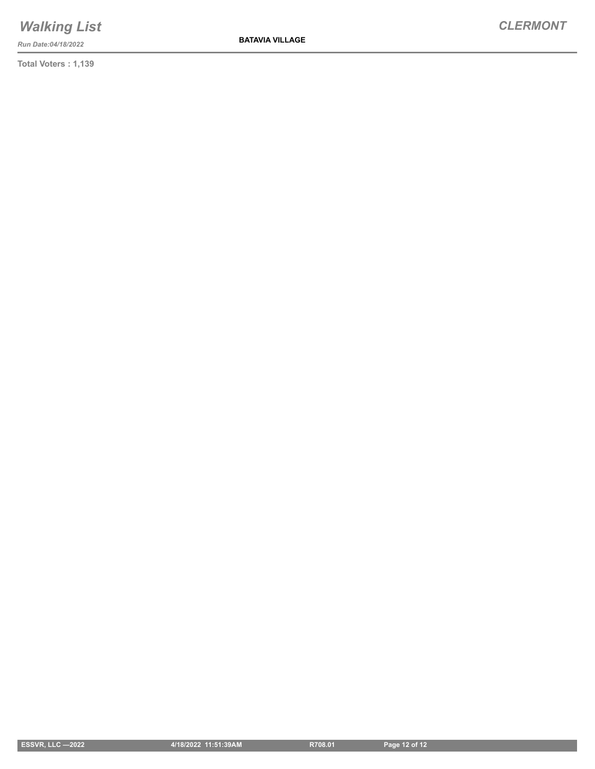**Total Voters : 1,139**